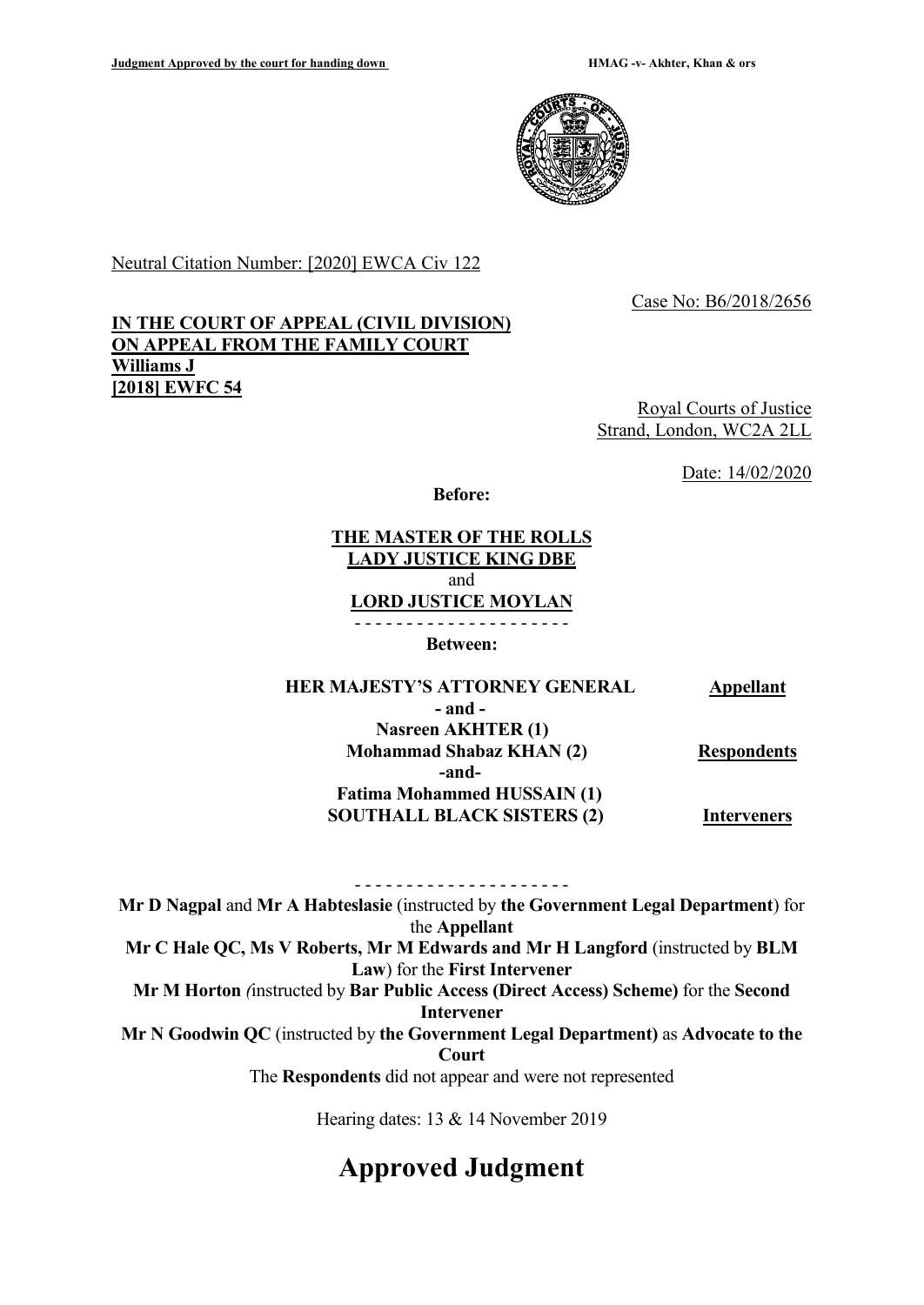Neutral Citation Number: [2020] EWCA Civ 122

Case No: B6/2018/2656

**IN THE COURT OF APPEAL (CIVIL DIVISION)**
**ON APPEAL FROM THE FAMILY COURT**
**Williams J**
**[2018] EWFC 54**

Royal Courts of Justice
Strand, London, WC2A 2LL

Date: 14/02/2020

**Before:**

**THE MASTER OF THE ROLLS**
**LADY JUSTICE KING DBE**
and
**LORD JUSTICE MOYLAN**

- - - - - - - - - - - - - - - - - - - - -

**Between:**

| | |
|---|---|
| **HER MAJESTY'S ATTORNEY GENERAL** | **Appellant** |
| **- and -** | |
| **Nasreen AKHTER (1)** | |
| **Mohammad Shabaz KHAN (2)** | **Respondents** |
| **-and-** | |
| **Fatima Mohammed HUSSAIN (1)** | |
| **SOUTHALL BLACK SISTERS (2)** | **Interveners** |

- - - - - - - - - - - - - - - - - - - - -

**Mr D Nagpal** and **Mr A Habteslasie** (instructed by **the Government Legal Department**) for the **Appellant**

**Mr C Hale QC, Ms V Roberts, Mr M Edwards and Mr H Langford** (instructed by **BLM Law**) for the **First Intervener**

**Mr M Horton** *(*instructed by **Bar Public Access (Direct Access) Scheme)** for the **Second Intervener**

**Mr N Goodwin QC** (instructed by **the Government Legal Department)** as **Advocate to the Court**

The **Respondents** did not appear and were not represented

Hearing dates: 13 & 14 November 2019

# Approved Judgment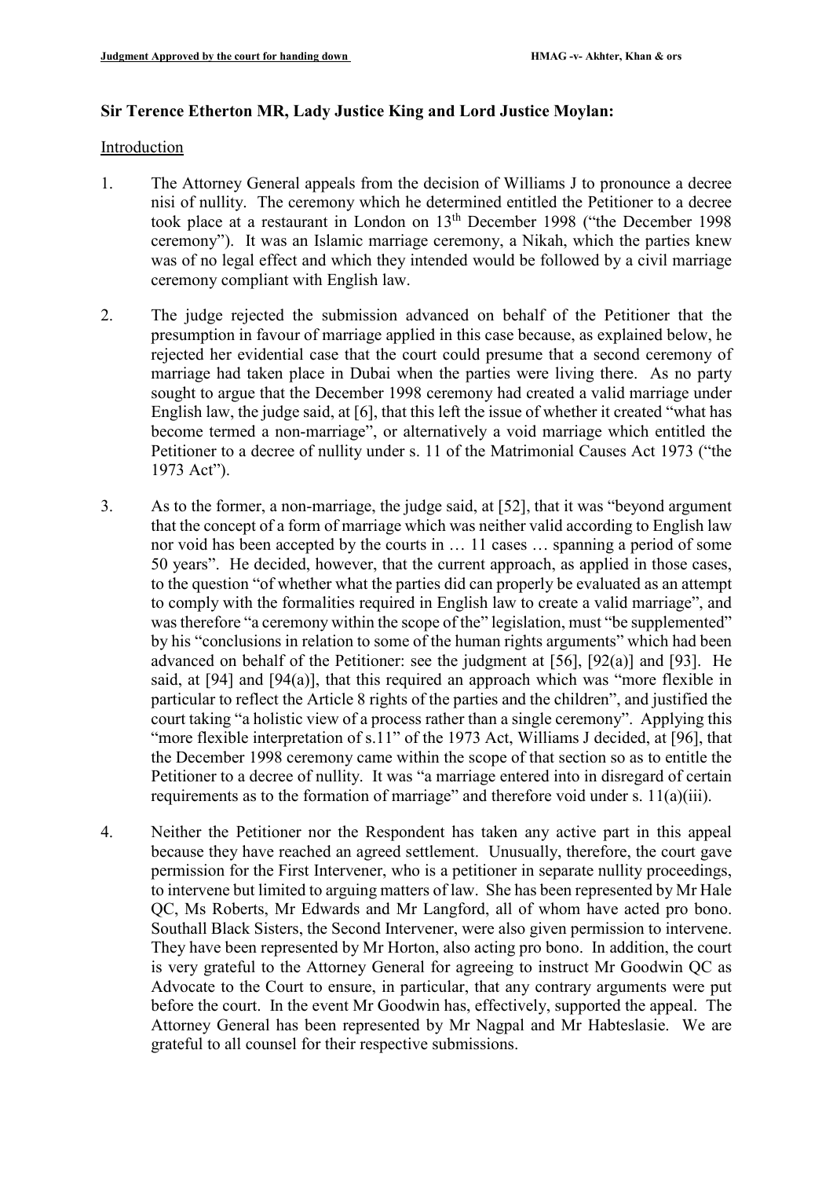**Sir Terence Etherton MR, Lady Justice King and Lord Justice Moylan:**

Introduction

1. The Attorney General appeals from the decision of Williams J to pronounce a decree nisi of nullity. The ceremony which he determined entitled the Petitioner to a decree took place at a restaurant in London on 13th December 1998 ("the December 1998 ceremony"). It was an Islamic marriage ceremony, a Nikah, which the parties knew was of no legal effect and which they intended would be followed by a civil marriage ceremony compliant with English law.

2. The judge rejected the submission advanced on behalf of the Petitioner that the presumption in favour of marriage applied in this case because, as explained below, he rejected her evidential case that the court could presume that a second ceremony of marriage had taken place in Dubai when the parties were living there. As no party sought to argue that the December 1998 ceremony had created a valid marriage under English law, the judge said, at [6], that this left the issue of whether it created "what has become termed a non-marriage", or alternatively a void marriage which entitled the Petitioner to a decree of nullity under s. 11 of the Matrimonial Causes Act 1973 ("the 1973 Act").

3. As to the former, a non-marriage, the judge said, at [52], that it was "beyond argument that the concept of a form of marriage which was neither valid according to English law nor void has been accepted by the courts in … 11 cases … spanning a period of some 50 years". He decided, however, that the current approach, as applied in those cases, to the question "of whether what the parties did can properly be evaluated as an attempt to comply with the formalities required in English law to create a valid marriage", and was therefore "a ceremony within the scope of the" legislation, must "be supplemented" by his "conclusions in relation to some of the human rights arguments" which had been advanced on behalf of the Petitioner: see the judgment at [56], [92(a)] and [93]. He said, at [94] and [94(a)], that this required an approach which was "more flexible in particular to reflect the Article 8 rights of the parties and the children", and justified the court taking "a holistic view of a process rather than a single ceremony". Applying this "more flexible interpretation of s.11" of the 1973 Act, Williams J decided, at [96], that the December 1998 ceremony came within the scope of that section so as to entitle the Petitioner to a decree of nullity. It was "a marriage entered into in disregard of certain requirements as to the formation of marriage" and therefore void under s. 11(a)(iii).

4. Neither the Petitioner nor the Respondent has taken any active part in this appeal because they have reached an agreed settlement. Unusually, therefore, the court gave permission for the First Intervener, who is a petitioner in separate nullity proceedings, to intervene but limited to arguing matters of law. She has been represented by Mr Hale QC, Ms Roberts, Mr Edwards and Mr Langford, all of whom have acted pro bono. Southall Black Sisters, the Second Intervener, were also given permission to intervene. They have been represented by Mr Horton, also acting pro bono. In addition, the court is very grateful to the Attorney General for agreeing to instruct Mr Goodwin QC as Advocate to the Court to ensure, in particular, that any contrary arguments were put before the court. In the event Mr Goodwin has, effectively, supported the appeal. The Attorney General has been represented by Mr Nagpal and Mr Habteslasie. We are grateful to all counsel for their respective submissions.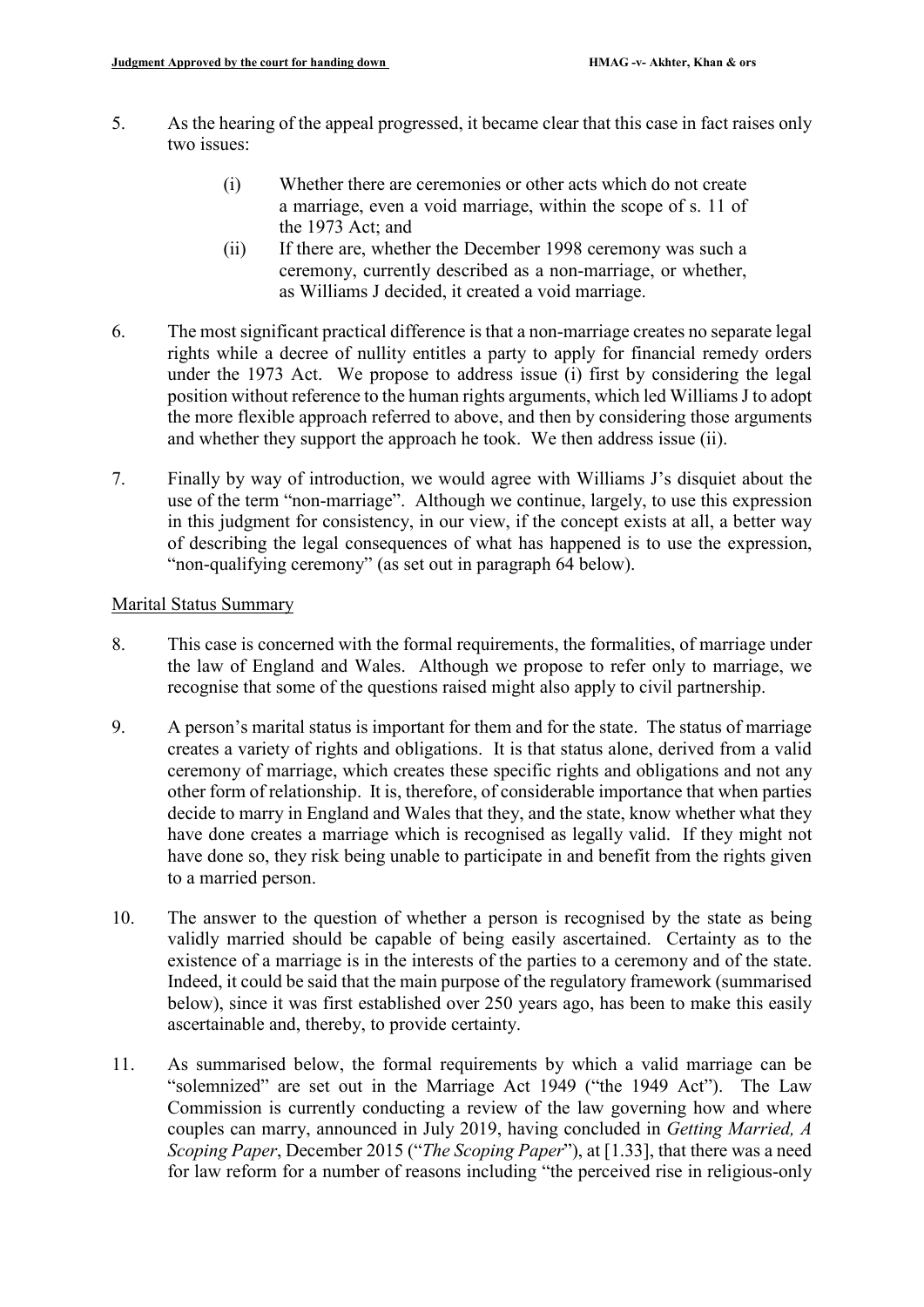5. As the hearing of the appeal progressed, it became clear that this case in fact raises only two issues:

   (i) Whether there are ceremonies or other acts which do not create a marriage, even a void marriage, within the scope of s. 11 of the 1973 Act; and

   (ii) If there are, whether the December 1998 ceremony was such a ceremony, currently described as a non-marriage, or whether, as Williams J decided, it created a void marriage.

6. The most significant practical difference is that a non-marriage creates no separate legal rights while a decree of nullity entitles a party to apply for financial remedy orders under the 1973 Act. We propose to address issue (i) first by considering the legal position without reference to the human rights arguments, which led Williams J to adopt the more flexible approach referred to above, and then by considering those arguments and whether they support the approach he took. We then address issue (ii).

7. Finally by way of introduction, we would agree with Williams J's disquiet about the use of the term "non-marriage". Although we continue, largely, to use this expression in this judgment for consistency, in our view, if the concept exists at all, a better way of describing the legal consequences of what has happened is to use the expression, "non-qualifying ceremony" (as set out in paragraph 64 below).

<u>Marital Status Summary</u>

8. This case is concerned with the formal requirements, the formalities, of marriage under the law of England and Wales. Although we propose to refer only to marriage, we recognise that some of the questions raised might also apply to civil partnership.

9. A person's marital status is important for them and for the state. The status of marriage creates a variety of rights and obligations. It is that status alone, derived from a valid ceremony of marriage, which creates these specific rights and obligations and not any other form of relationship. It is, therefore, of considerable importance that when parties decide to marry in England and Wales that they, and the state, know whether what they have done creates a marriage which is recognised as legally valid. If they might not have done so, they risk being unable to participate in and benefit from the rights given to a married person.

10. The answer to the question of whether a person is recognised by the state as being validly married should be capable of being easily ascertained. Certainty as to the existence of a marriage is in the interests of the parties to a ceremony and of the state. Indeed, it could be said that the main purpose of the regulatory framework (summarised below), since it was first established over 250 years ago, has been to make this easily ascertainable and, thereby, to provide certainty.

11. As summarised below, the formal requirements by which a valid marriage can be "solemnized" are set out in the Marriage Act 1949 ("the 1949 Act"). The Law Commission is currently conducting a review of the law governing how and where couples can marry, announced in July 2019, having concluded in *Getting Married, A Scoping Paper*, December 2015 ("*The Scoping Paper*"), at [1.33], that there was a need for law reform for a number of reasons including "the perceived rise in religious-only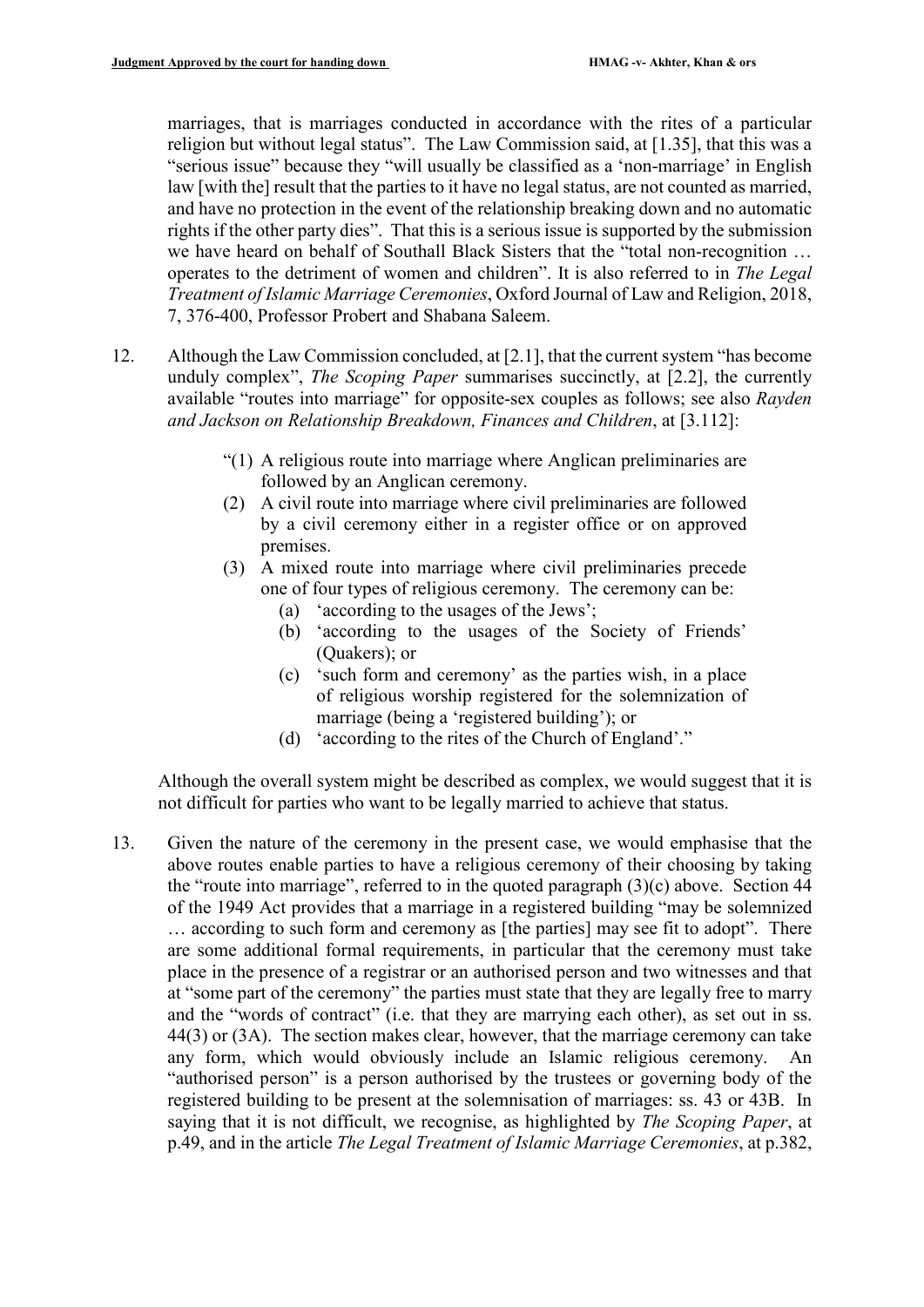marriages, that is marriages conducted in accordance with the rites of a particular religion but without legal status". The Law Commission said, at [1.35], that this was a "serious issue" because they "will usually be classified as a 'non-marriage' in English law [with the] result that the parties to it have no legal status, are not counted as married, and have no protection in the event of the relationship breaking down and no automatic rights if the other party dies". That this is a serious issue is supported by the submission we have heard on behalf of Southall Black Sisters that the "total non-recognition … operates to the detriment of women and children". It is also referred to in *The Legal Treatment of Islamic Marriage Ceremonies*, Oxford Journal of Law and Religion, 2018, 7, 376-400, Professor Probert and Shabana Saleem.

12. Although the Law Commission concluded, at [2.1], that the current system "has become unduly complex", *The Scoping Paper* summarises succinctly, at [2.2], the currently available "routes into marriage" for opposite-sex couples as follows; see also *Rayden and Jackson on Relationship Breakdown, Finances and Children*, at [3.112]:

> "(1) A religious route into marriage where Anglican preliminaries are followed by an Anglican ceremony.
>
> (2) A civil route into marriage where civil preliminaries are followed by a civil ceremony either in a register office or on approved premises.
>
> (3) A mixed route into marriage where civil preliminaries precede one of four types of religious ceremony. The ceremony can be:
>
> (a) 'according to the usages of the Jews';
>
> (b) 'according to the usages of the Society of Friends' (Quakers); or
>
> (c) 'such form and ceremony' as the parties wish, in a place of religious worship registered for the solemnization of marriage (being a 'registered building'); or
>
> (d) 'according to the rites of the Church of England'."

Although the overall system might be described as complex, we would suggest that it is not difficult for parties who want to be legally married to achieve that status.

13. Given the nature of the ceremony in the present case, we would emphasise that the above routes enable parties to have a religious ceremony of their choosing by taking the "route into marriage", referred to in the quoted paragraph (3)(c) above. Section 44 of the 1949 Act provides that a marriage in a registered building "may be solemnized … according to such form and ceremony as [the parties] may see fit to adopt". There are some additional formal requirements, in particular that the ceremony must take place in the presence of a registrar or an authorised person and two witnesses and that at "some part of the ceremony" the parties must state that they are legally free to marry and the "words of contract" (i.e. that they are marrying each other), as set out in ss. 44(3) or (3A). The section makes clear, however, that the marriage ceremony can take any form, which would obviously include an Islamic religious ceremony. An "authorised person" is a person authorised by the trustees or governing body of the registered building to be present at the solemnisation of marriages: ss. 43 or 43B. In saying that it is not difficult, we recognise, as highlighted by *The Scoping Paper*, at p.49, and in the article *The Legal Treatment of Islamic Marriage Ceremonies*, at p.382,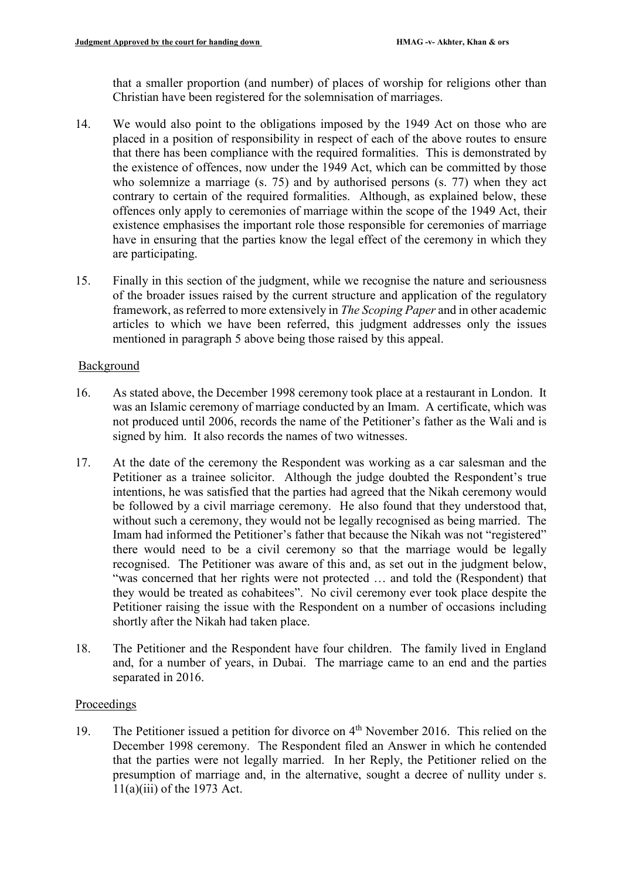that a smaller proportion (and number) of places of worship for religions other than Christian have been registered for the solemnisation of marriages.

14. We would also point to the obligations imposed by the 1949 Act on those who are placed in a position of responsibility in respect of each of the above routes to ensure that there has been compliance with the required formalities. This is demonstrated by the existence of offences, now under the 1949 Act, which can be committed by those who solemnize a marriage (s. 75) and by authorised persons (s. 77) when they act contrary to certain of the required formalities. Although, as explained below, these offences only apply to ceremonies of marriage within the scope of the 1949 Act, their existence emphasises the important role those responsible for ceremonies of marriage have in ensuring that the parties know the legal effect of the ceremony in which they are participating.

15. Finally in this section of the judgment, while we recognise the nature and seriousness of the broader issues raised by the current structure and application of the regulatory framework, as referred to more extensively in *The Scoping Paper* and in other academic articles to which we have been referred, this judgment addresses only the issues mentioned in paragraph 5 above being those raised by this appeal.

## Background

16. As stated above, the December 1998 ceremony took place at a restaurant in London. It was an Islamic ceremony of marriage conducted by an Imam. A certificate, which was not produced until 2006, records the name of the Petitioner's father as the Wali and is signed by him. It also records the names of two witnesses.

17. At the date of the ceremony the Respondent was working as a car salesman and the Petitioner as a trainee solicitor. Although the judge doubted the Respondent's true intentions, he was satisfied that the parties had agreed that the Nikah ceremony would be followed by a civil marriage ceremony. He also found that they understood that, without such a ceremony, they would not be legally recognised as being married. The Imam had informed the Petitioner's father that because the Nikah was not "registered" there would need to be a civil ceremony so that the marriage would be legally recognised. The Petitioner was aware of this and, as set out in the judgment below, "was concerned that her rights were not protected … and told the (Respondent) that they would be treated as cohabitees". No civil ceremony ever took place despite the Petitioner raising the issue with the Respondent on a number of occasions including shortly after the Nikah had taken place.

18. The Petitioner and the Respondent have four children. The family lived in England and, for a number of years, in Dubai. The marriage came to an end and the parties separated in 2016.

## Proceedings

19. The Petitioner issued a petition for divorce on 4th November 2016. This relied on the December 1998 ceremony. The Respondent filed an Answer in which he contended that the parties were not legally married. In her Reply, the Petitioner relied on the presumption of marriage and, in the alternative, sought a decree of nullity under s. 11(a)(iii) of the 1973 Act.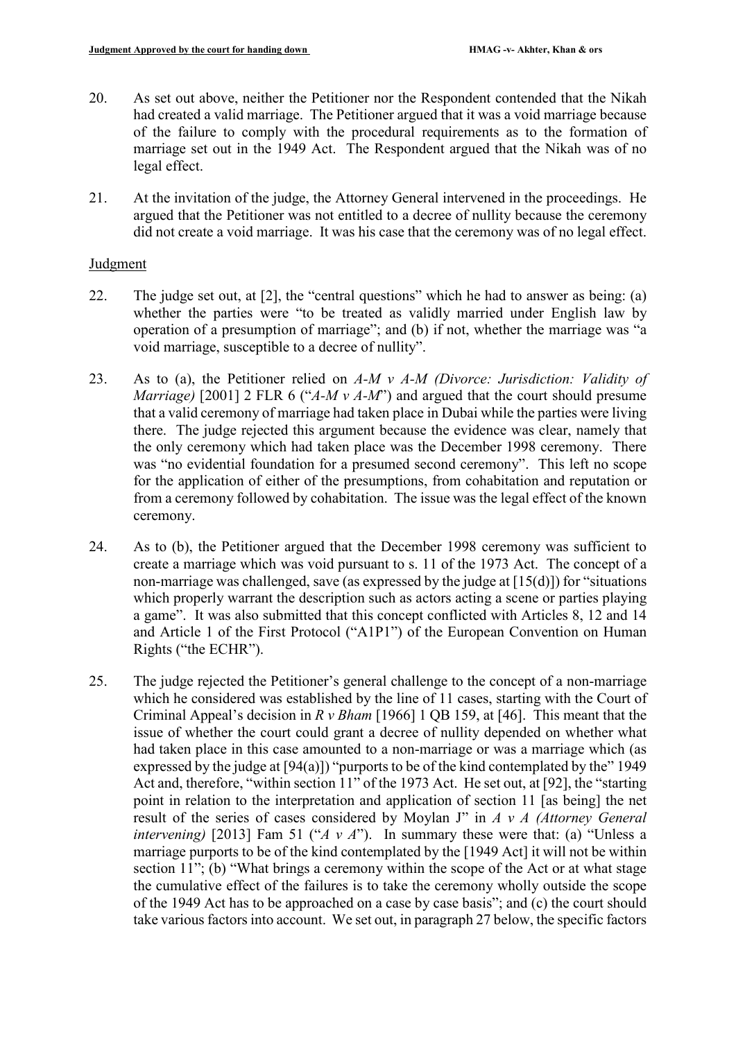20. As set out above, neither the Petitioner nor the Respondent contended that the Nikah had created a valid marriage. The Petitioner argued that it was a void marriage because of the failure to comply with the procedural requirements as to the formation of marriage set out in the 1949 Act. The Respondent argued that the Nikah was of no legal effect.

21. At the invitation of the judge, the Attorney General intervened in the proceedings. He argued that the Petitioner was not entitled to a decree of nullity because the ceremony did not create a void marriage. It was his case that the ceremony was of no legal effect.

## Judgment

22. The judge set out, at [2], the "central questions" which he had to answer as being: (a) whether the parties were "to be treated as validly married under English law by operation of a presumption of marriage"; and (b) if not, whether the marriage was "a void marriage, susceptible to a decree of nullity".

23. As to (a), the Petitioner relied on *A-M v A-M (Divorce: Jurisdiction: Validity of Marriage)* [2001] 2 FLR 6 ("*A-M v A-M*") and argued that the court should presume that a valid ceremony of marriage had taken place in Dubai while the parties were living there. The judge rejected this argument because the evidence was clear, namely that the only ceremony which had taken place was the December 1998 ceremony. There was "no evidential foundation for a presumed second ceremony". This left no scope for the application of either of the presumptions, from cohabitation and reputation or from a ceremony followed by cohabitation. The issue was the legal effect of the known ceremony.

24. As to (b), the Petitioner argued that the December 1998 ceremony was sufficient to create a marriage which was void pursuant to s. 11 of the 1973 Act. The concept of a non-marriage was challenged, save (as expressed by the judge at [15(d)]) for "situations which properly warrant the description such as actors acting a scene or parties playing a game". It was also submitted that this concept conflicted with Articles 8, 12 and 14 and Article 1 of the First Protocol ("A1P1") of the European Convention on Human Rights ("the ECHR").

25. The judge rejected the Petitioner's general challenge to the concept of a non-marriage which he considered was established by the line of 11 cases, starting with the Court of Criminal Appeal's decision in *R v Bham* [1966] 1 QB 159, at [46]. This meant that the issue of whether the court could grant a decree of nullity depended on whether what had taken place in this case amounted to a non-marriage or was a marriage which (as expressed by the judge at [94(a)]) "purports to be of the kind contemplated by the" 1949 Act and, therefore, "within section 11" of the 1973 Act. He set out, at [92], the "starting point in relation to the interpretation and application of section 11 [as being] the net result of the series of cases considered by Moylan J" in *A v A (Attorney General intervening)* [2013] Fam 51 ("*A v A*"). In summary these were that: (a) "Unless a marriage purports to be of the kind contemplated by the [1949 Act] it will not be within section 11"; (b) "What brings a ceremony within the scope of the Act or at what stage the cumulative effect of the failures is to take the ceremony wholly outside the scope of the 1949 Act has to be approached on a case by case basis"; and (c) the court should take various factors into account. We set out, in paragraph 27 below, the specific factors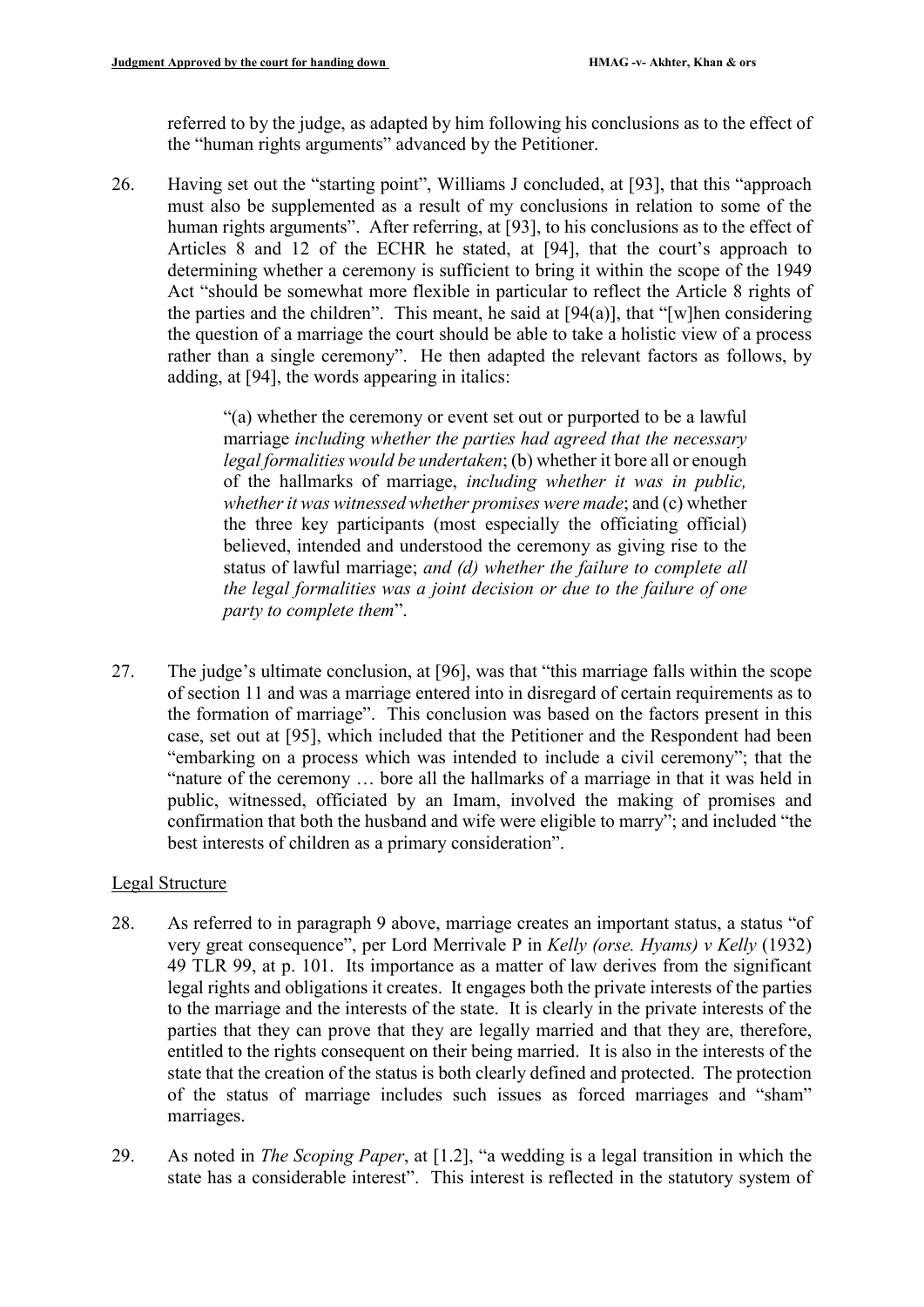referred to by the judge, as adapted by him following his conclusions as to the effect of the "human rights arguments" advanced by the Petitioner.

26. Having set out the "starting point", Williams J concluded, at [93], that this "approach must also be supplemented as a result of my conclusions in relation to some of the human rights arguments". After referring, at [93], to his conclusions as to the effect of Articles 8 and 12 of the ECHR he stated, at [94], that the court's approach to determining whether a ceremony is sufficient to bring it within the scope of the 1949 Act "should be somewhat more flexible in particular to reflect the Article 8 rights of the parties and the children". This meant, he said at [94(a)], that "[w]hen considering the question of a marriage the court should be able to take a holistic view of a process rather than a single ceremony". He then adapted the relevant factors as follows, by adding, at [94], the words appearing in italics:

> "(a) whether the ceremony or event set out or purported to be a lawful marriage *including whether the parties had agreed that the necessary legal formalities would be undertaken*; (b) whether it bore all or enough of the hallmarks of marriage, *including whether it was in public, whether it was witnessed whether promises were made*; and (c) whether the three key participants (most especially the officiating official) believed, intended and understood the ceremony as giving rise to the status of lawful marriage; *and (d) whether the failure to complete all the legal formalities was a joint decision or due to the failure of one party to complete them*".

27. The judge's ultimate conclusion, at [96], was that "this marriage falls within the scope of section 11 and was a marriage entered into in disregard of certain requirements as to the formation of marriage". This conclusion was based on the factors present in this case, set out at [95], which included that the Petitioner and the Respondent had been "embarking on a process which was intended to include a civil ceremony"; that the "nature of the ceremony … bore all the hallmarks of a marriage in that it was held in public, witnessed, officiated by an Imam, involved the making of promises and confirmation that both the husband and wife were eligible to marry"; and included "the best interests of children as a primary consideration".

## Legal Structure

28. As referred to in paragraph 9 above, marriage creates an important status, a status "of very great consequence", per Lord Merrivale P in *Kelly (orse. Hyams) v Kelly* (1932) 49 TLR 99, at p. 101. Its importance as a matter of law derives from the significant legal rights and obligations it creates. It engages both the private interests of the parties to the marriage and the interests of the state. It is clearly in the private interests of the parties that they can prove that they are legally married and that they are, therefore, entitled to the rights consequent on their being married. It is also in the interests of the state that the creation of the status is both clearly defined and protected. The protection of the status of marriage includes such issues as forced marriages and "sham" marriages.

29. As noted in *The Scoping Paper*, at [1.2], "a wedding is a legal transition in which the state has a considerable interest". This interest is reflected in the statutory system of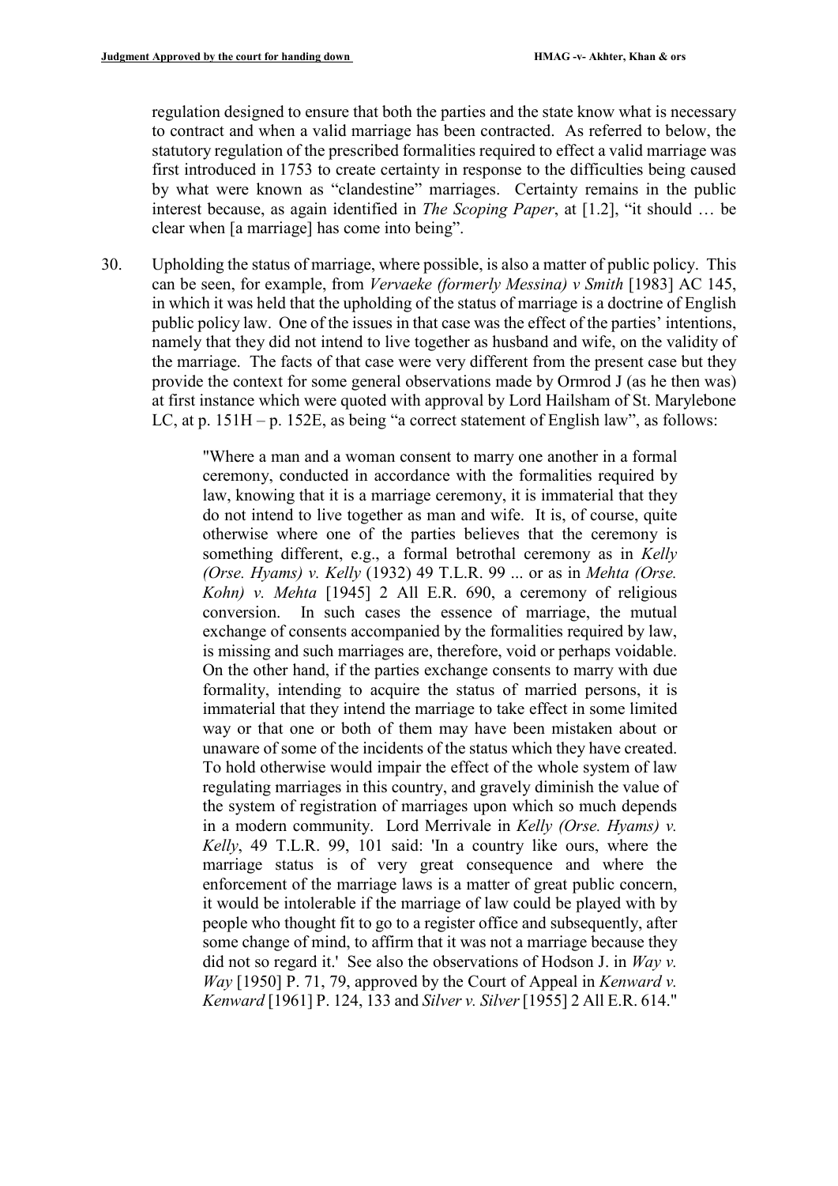regulation designed to ensure that both the parties and the state know what is necessary to contract and when a valid marriage has been contracted. As referred to below, the statutory regulation of the prescribed formalities required to effect a valid marriage was first introduced in 1753 to create certainty in response to the difficulties being caused by what were known as "clandestine" marriages. Certainty remains in the public interest because, as again identified in *The Scoping Paper*, at [1.2], "it should … be clear when [a marriage] has come into being".

30. Upholding the status of marriage, where possible, is also a matter of public policy. This can be seen, for example, from *Vervaeke (formerly Messina) v Smith* [1983] AC 145, in which it was held that the upholding of the status of marriage is a doctrine of English public policy law. One of the issues in that case was the effect of the parties' intentions, namely that they did not intend to live together as husband and wife, on the validity of the marriage. The facts of that case were very different from the present case but they provide the context for some general observations made by Ormrod J (as he then was) at first instance which were quoted with approval by Lord Hailsham of St. Marylebone LC, at p. 151H – p. 152E, as being "a correct statement of English law", as follows:

> "Where a man and a woman consent to marry one another in a formal ceremony, conducted in accordance with the formalities required by law, knowing that it is a marriage ceremony, it is immaterial that they do not intend to live together as man and wife. It is, of course, quite otherwise where one of the parties believes that the ceremony is something different, e.g., a formal betrothal ceremony as in *Kelly (Orse. Hyams) v. Kelly* (1932) 49 T.L.R. 99 ... or as in *Mehta (Orse. Kohn) v. Mehta* [1945] 2 All E.R. 690, a ceremony of religious conversion. In such cases the essence of marriage, the mutual exchange of consents accompanied by the formalities required by law, is missing and such marriages are, therefore, void or perhaps voidable. On the other hand, if the parties exchange consents to marry with due formality, intending to acquire the status of married persons, it is immaterial that they intend the marriage to take effect in some limited way or that one or both of them may have been mistaken about or unaware of some of the incidents of the status which they have created. To hold otherwise would impair the effect of the whole system of law regulating marriages in this country, and gravely diminish the value of the system of registration of marriages upon which so much depends in a modern community. Lord Merrivale in *Kelly (Orse. Hyams) v. Kelly*, 49 T.L.R. 99, 101 said: 'In a country like ours, where the marriage status is of very great consequence and where the enforcement of the marriage laws is a matter of great public concern, it would be intolerable if the marriage of law could be played with by people who thought fit to go to a register office and subsequently, after some change of mind, to affirm that it was not a marriage because they did not so regard it.' See also the observations of Hodson J. in *Way v. Way* [1950] P. 71, 79, approved by the Court of Appeal in *Kenward v. Kenward* [1961] P. 124, 133 and *Silver v. Silver* [1955] 2 All E.R. 614."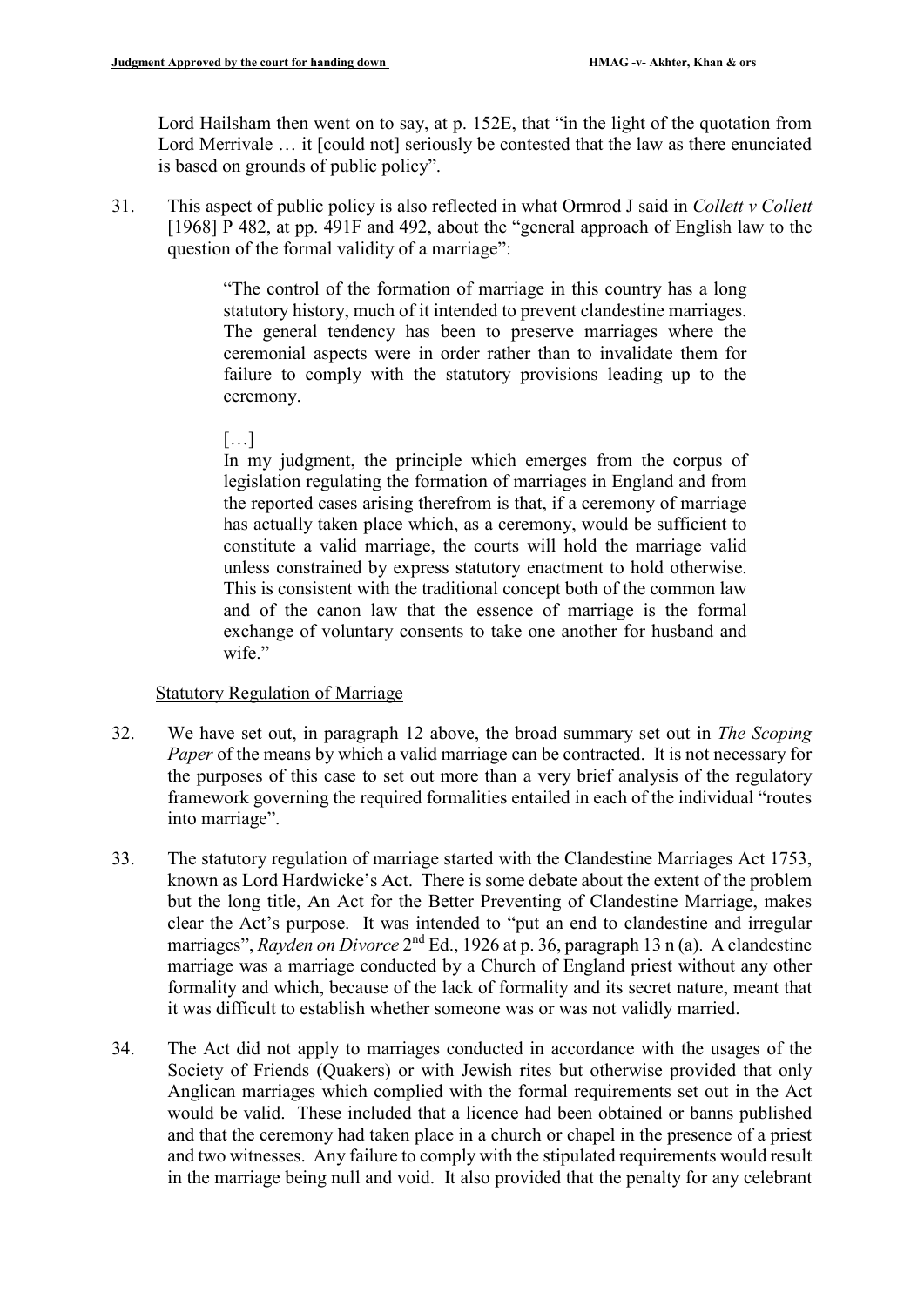Lord Hailsham then went on to say, at p. 152E, that "in the light of the quotation from Lord Merrivale … it [could not] seriously be contested that the law as there enunciated is based on grounds of public policy".

31. This aspect of public policy is also reflected in what Ormrod J said in *Collett v Collett* [1968] P 482, at pp. 491F and 492, about the "general approach of English law to the question of the formal validity of a marriage":

> "The control of the formation of marriage in this country has a long statutory history, much of it intended to prevent clandestine marriages. The general tendency has been to preserve marriages where the ceremonial aspects were in order rather than to invalidate them for failure to comply with the statutory provisions leading up to the ceremony.
>
> […]
>
> In my judgment, the principle which emerges from the corpus of legislation regulating the formation of marriages in England and from the reported cases arising therefrom is that, if a ceremony of marriage has actually taken place which, as a ceremony, would be sufficient to constitute a valid marriage, the courts will hold the marriage valid unless constrained by express statutory enactment to hold otherwise. This is consistent with the traditional concept both of the common law and of the canon law that the essence of marriage is the formal exchange of voluntary consents to take one another for husband and wife."

<u>Statutory Regulation of Marriage</u>

32. We have set out, in paragraph 12 above, the broad summary set out in *The Scoping Paper* of the means by which a valid marriage can be contracted. It is not necessary for the purposes of this case to set out more than a very brief analysis of the regulatory framework governing the required formalities entailed in each of the individual "routes into marriage".

33. The statutory regulation of marriage started with the Clandestine Marriages Act 1753, known as Lord Hardwicke's Act. There is some debate about the extent of the problem but the long title, An Act for the Better Preventing of Clandestine Marriage, makes clear the Act's purpose. It was intended to "put an end to clandestine and irregular marriages", *Rayden on Divorce* 2nd Ed., 1926 at p. 36, paragraph 13 n (a). A clandestine marriage was a marriage conducted by a Church of England priest without any other formality and which, because of the lack of formality and its secret nature, meant that it was difficult to establish whether someone was or was not validly married.

34. The Act did not apply to marriages conducted in accordance with the usages of the Society of Friends (Quakers) or with Jewish rites but otherwise provided that only Anglican marriages which complied with the formal requirements set out in the Act would be valid. These included that a licence had been obtained or banns published and that the ceremony had taken place in a church or chapel in the presence of a priest and two witnesses. Any failure to comply with the stipulated requirements would result in the marriage being null and void. It also provided that the penalty for any celebrant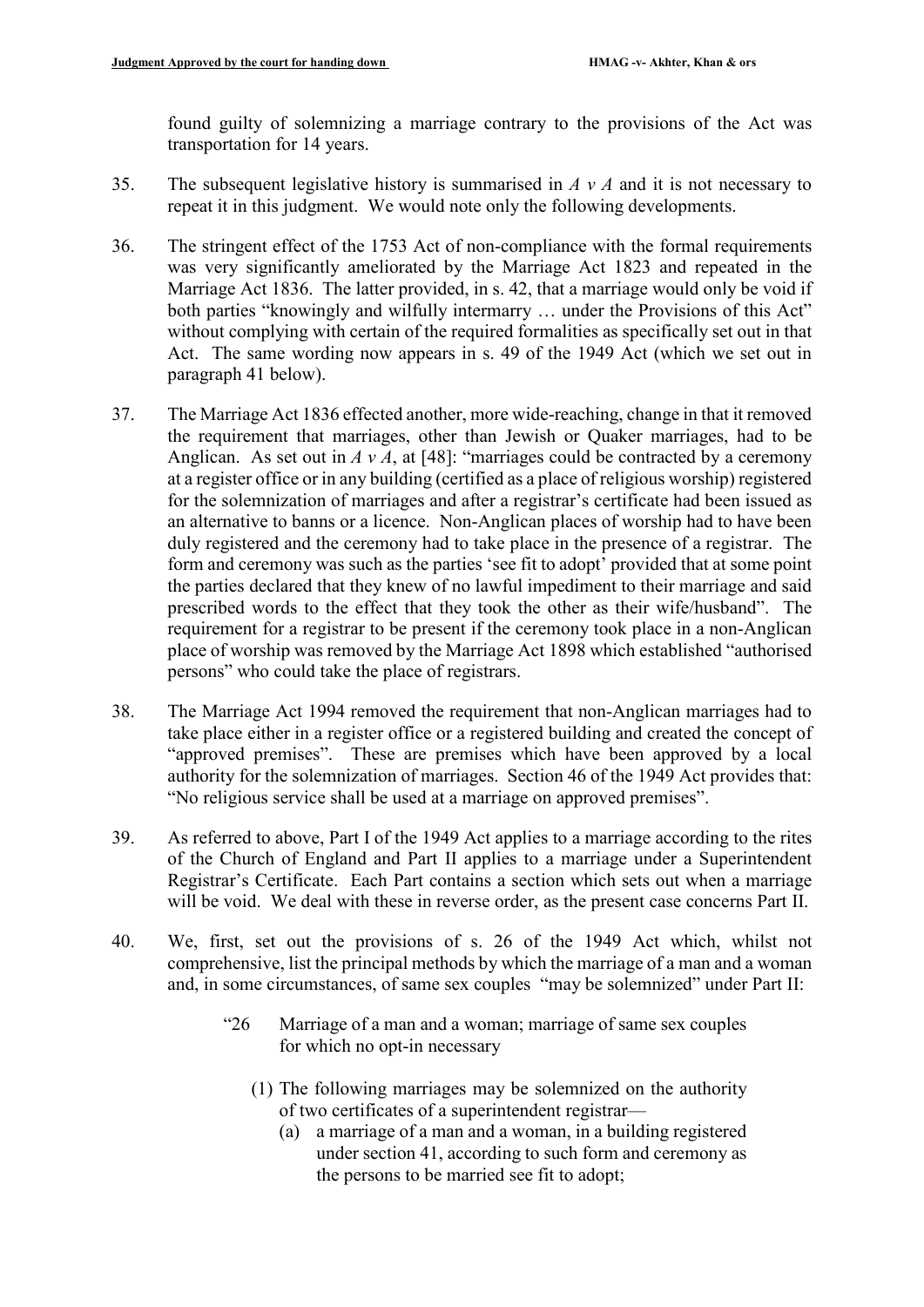found guilty of solemnizing a marriage contrary to the provisions of the Act was transportation for 14 years.

35. The subsequent legislative history is summarised in *A v A* and it is not necessary to repeat it in this judgment. We would note only the following developments.

36. The stringent effect of the 1753 Act of non-compliance with the formal requirements was very significantly ameliorated by the Marriage Act 1823 and repeated in the Marriage Act 1836. The latter provided, in s. 42, that a marriage would only be void if both parties "knowingly and wilfully intermarry … under the Provisions of this Act" without complying with certain of the required formalities as specifically set out in that Act. The same wording now appears in s. 49 of the 1949 Act (which we set out in paragraph 41 below).

37. The Marriage Act 1836 effected another, more wide-reaching, change in that it removed the requirement that marriages, other than Jewish or Quaker marriages, had to be Anglican. As set out in *A v A*, at [48]: "marriages could be contracted by a ceremony at a register office or in any building (certified as a place of religious worship) registered for the solemnization of marriages and after a registrar's certificate had been issued as an alternative to banns or a licence. Non-Anglican places of worship had to have been duly registered and the ceremony had to take place in the presence of a registrar. The form and ceremony was such as the parties 'see fit to adopt' provided that at some point the parties declared that they knew of no lawful impediment to their marriage and said prescribed words to the effect that they took the other as their wife/husband". The requirement for a registrar to be present if the ceremony took place in a non-Anglican place of worship was removed by the Marriage Act 1898 which established "authorised persons" who could take the place of registrars.

38. The Marriage Act 1994 removed the requirement that non-Anglican marriages had to take place either in a register office or a registered building and created the concept of "approved premises". These are premises which have been approved by a local authority for the solemnization of marriages. Section 46 of the 1949 Act provides that: "No religious service shall be used at a marriage on approved premises".

39. As referred to above, Part I of the 1949 Act applies to a marriage according to the rites of the Church of England and Part II applies to a marriage under a Superintendent Registrar's Certificate. Each Part contains a section which sets out when a marriage will be void. We deal with these in reverse order, as the present case concerns Part II.

40. We, first, set out the provisions of s. 26 of the 1949 Act which, whilst not comprehensive, list the principal methods by which the marriage of a man and a woman and, in some circumstances, of same sex couples "may be solemnized" under Part II:

> "26 Marriage of a man and a woman; marriage of same sex couples for which no opt-in necessary
>
> (1) The following marriages may be solemnized on the authority of two certificates of a superintendent registrar—
>
> (a) a marriage of a man and a woman, in a building registered under section 41, according to such form and ceremony as the persons to be married see fit to adopt;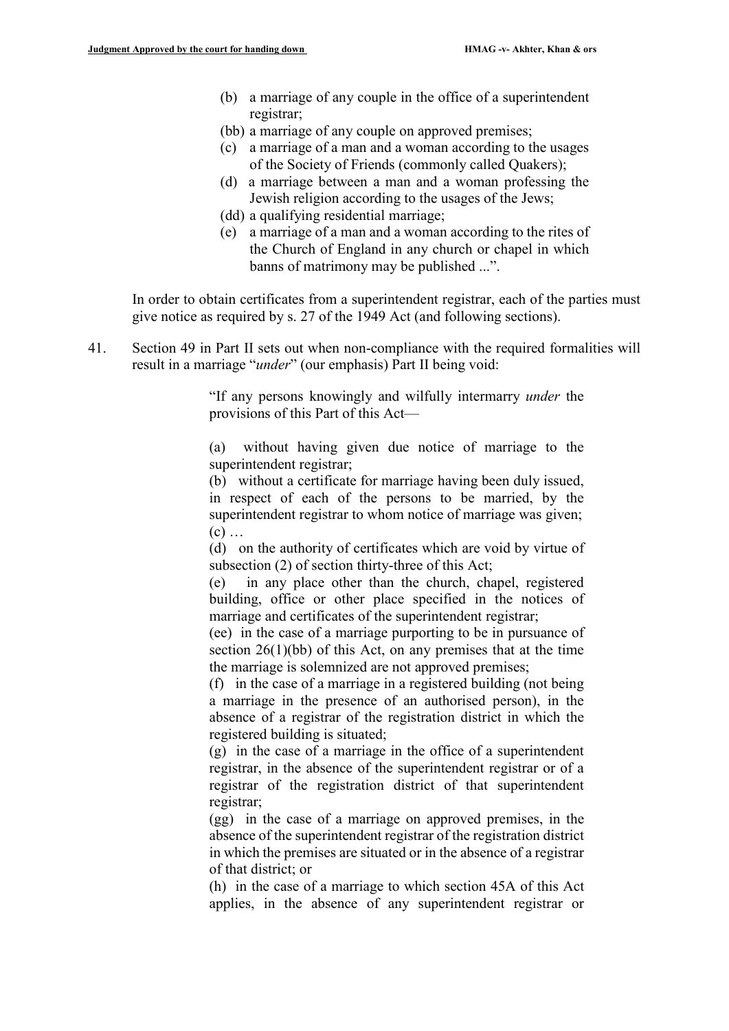> (b) a marriage of any couple in the office of a superintendent registrar;
>
> (bb) a marriage of any couple on approved premises;
>
> (c) a marriage of a man and a woman according to the usages of the Society of Friends (commonly called Quakers);
>
> (d) a marriage between a man and a woman professing the Jewish religion according to the usages of the Jews;
>
> (dd) a qualifying residential marriage;
>
> (e) a marriage of a man and a woman according to the rites of the Church of England in any church or chapel in which banns of matrimony may be published ...".

In order to obtain certificates from a superintendent registrar, each of the parties must give notice as required by s. 27 of the 1949 Act (and following sections).

41. Section 49 in Part II sets out when non-compliance with the required formalities will result in a marriage "*under*" (our emphasis) Part II being void:

> "If any persons knowingly and wilfully intermarry *under* the provisions of this Part of this Act—
>
> (a) without having given due notice of marriage to the superintendent registrar;
>
> (b) without a certificate for marriage having been duly issued, in respect of each of the persons to be married, by the superintendent registrar to whom notice of marriage was given;
>
> (c) …
>
> (d) on the authority of certificates which are void by virtue of subsection (2) of section thirty-three of this Act;
>
> (e) in any place other than the church, chapel, registered building, office or other place specified in the notices of marriage and certificates of the superintendent registrar;
>
> (ee) in the case of a marriage purporting to be in pursuance of section 26(1)(bb) of this Act, on any premises that at the time the marriage is solemnized are not approved premises;
>
> (f) in the case of a marriage in a registered building (not being a marriage in the presence of an authorised person), in the absence of a registrar of the registration district in which the registered building is situated;
>
> (g) in the case of a marriage in the office of a superintendent registrar, in the absence of the superintendent registrar or of a registrar of the registration district of that superintendent registrar;
>
> (gg) in the case of a marriage on approved premises, in the absence of the superintendent registrar of the registration district in which the premises are situated or in the absence of a registrar of that district; or
>
> (h) in the case of a marriage to which section 45A of this Act applies, in the absence of any superintendent registrar or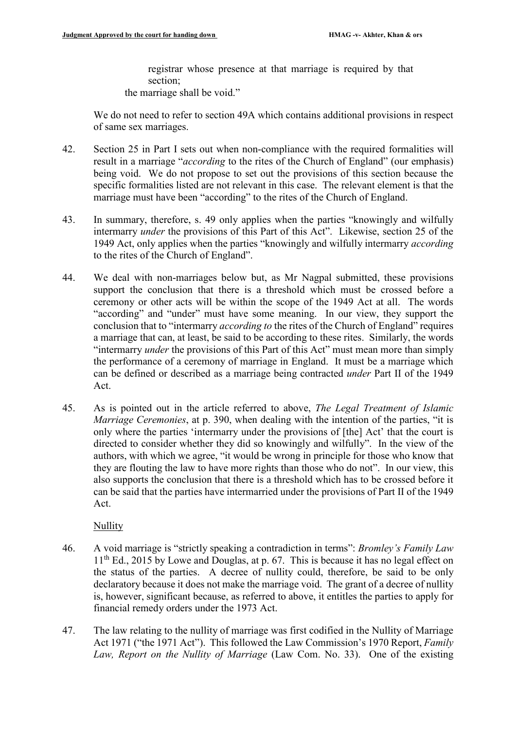registrar whose presence at that marriage is required by that section;

the marriage shall be void."

We do not need to refer to section 49A which contains additional provisions in respect of same sex marriages.

42. Section 25 in Part I sets out when non-compliance with the required formalities will result in a marriage "*according* to the rites of the Church of England" (our emphasis) being void. We do not propose to set out the provisions of this section because the specific formalities listed are not relevant in this case. The relevant element is that the marriage must have been "according" to the rites of the Church of England.

43. In summary, therefore, s. 49 only applies when the parties "knowingly and wilfully intermarry *under* the provisions of this Part of this Act". Likewise, section 25 of the 1949 Act, only applies when the parties "knowingly and wilfully intermarry *according* to the rites of the Church of England".

44. We deal with non-marriages below but, as Mr Nagpal submitted, these provisions support the conclusion that there is a threshold which must be crossed before a ceremony or other acts will be within the scope of the 1949 Act at all. The words "according" and "under" must have some meaning. In our view, they support the conclusion that to "intermarry *according to* the rites of the Church of England" requires a marriage that can, at least, be said to be according to these rites. Similarly, the words "intermarry *under* the provisions of this Part of this Act" must mean more than simply the performance of a ceremony of marriage in England. It must be a marriage which can be defined or described as a marriage being contracted *under* Part II of the 1949 Act.

45. As is pointed out in the article referred to above, *The Legal Treatment of Islamic Marriage Ceremonies*, at p. 390, when dealing with the intention of the parties, "it is only where the parties 'intermarry under the provisions of [the] Act' that the court is directed to consider whether they did so knowingly and wilfully". In the view of the authors, with which we agree, "it would be wrong in principle for those who know that they are flouting the law to have more rights than those who do not". In our view, this also supports the conclusion that there is a threshold which has to be crossed before it can be said that the parties have intermarried under the provisions of Part II of the 1949 Act.

Nullity

46. A void marriage is "strictly speaking a contradiction in terms": *Bromley's Family Law* 11th Ed., 2015 by Lowe and Douglas, at p. 67. This is because it has no legal effect on the status of the parties. A decree of nullity could, therefore, be said to be only declaratory because it does not make the marriage void. The grant of a decree of nullity is, however, significant because, as referred to above, it entitles the parties to apply for financial remedy orders under the 1973 Act.

47. The law relating to the nullity of marriage was first codified in the Nullity of Marriage Act 1971 ("the 1971 Act"). This followed the Law Commission's 1970 Report, *Family Law, Report on the Nullity of Marriage* (Law Com. No. 33). One of the existing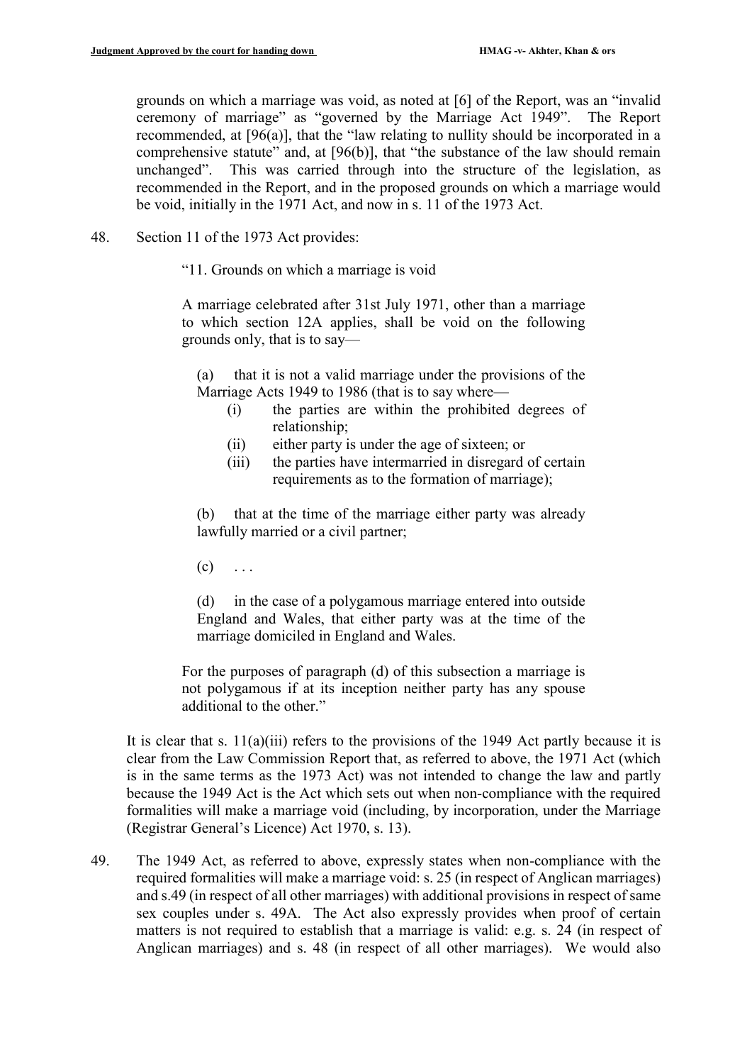grounds on which a marriage was void, as noted at [6] of the Report, was an "invalid ceremony of marriage" as "governed by the Marriage Act 1949". The Report recommended, at [96(a)], that the "law relating to nullity should be incorporated in a comprehensive statute" and, at [96(b)], that "the substance of the law should remain unchanged". This was carried through into the structure of the legislation, as recommended in the Report, and in the proposed grounds on which a marriage would be void, initially in the 1971 Act, and now in s. 11 of the 1973 Act.

48. Section 11 of the 1973 Act provides:

> "11. Grounds on which a marriage is void
>
> A marriage celebrated after 31st July 1971, other than a marriage to which section 12A applies, shall be void on the following grounds only, that is to say—
>
> (a) that it is not a valid marriage under the provisions of the Marriage Acts 1949 to 1986 (that is to say where—
>
> (i) the parties are within the prohibited degrees of relationship;
>
> (ii) either party is under the age of sixteen; or
>
> (iii) the parties have intermarried in disregard of certain requirements as to the formation of marriage);
>
> (b) that at the time of the marriage either party was already lawfully married or a civil partner;
>
> (c) . . .
>
> (d) in the case of a polygamous marriage entered into outside England and Wales, that either party was at the time of the marriage domiciled in England and Wales.
>
> For the purposes of paragraph (d) of this subsection a marriage is not polygamous if at its inception neither party has any spouse additional to the other."

It is clear that s. 11(a)(iii) refers to the provisions of the 1949 Act partly because it is clear from the Law Commission Report that, as referred to above, the 1971 Act (which is in the same terms as the 1973 Act) was not intended to change the law and partly because the 1949 Act is the Act which sets out when non-compliance with the required formalities will make a marriage void (including, by incorporation, under the Marriage (Registrar General's Licence) Act 1970, s. 13).

49. The 1949 Act, as referred to above, expressly states when non-compliance with the required formalities will make a marriage void: s. 25 (in respect of Anglican marriages) and s.49 (in respect of all other marriages) with additional provisions in respect of same sex couples under s. 49A. The Act also expressly provides when proof of certain matters is not required to establish that a marriage is valid: e.g. s. 24 (in respect of Anglican marriages) and s. 48 (in respect of all other marriages). We would also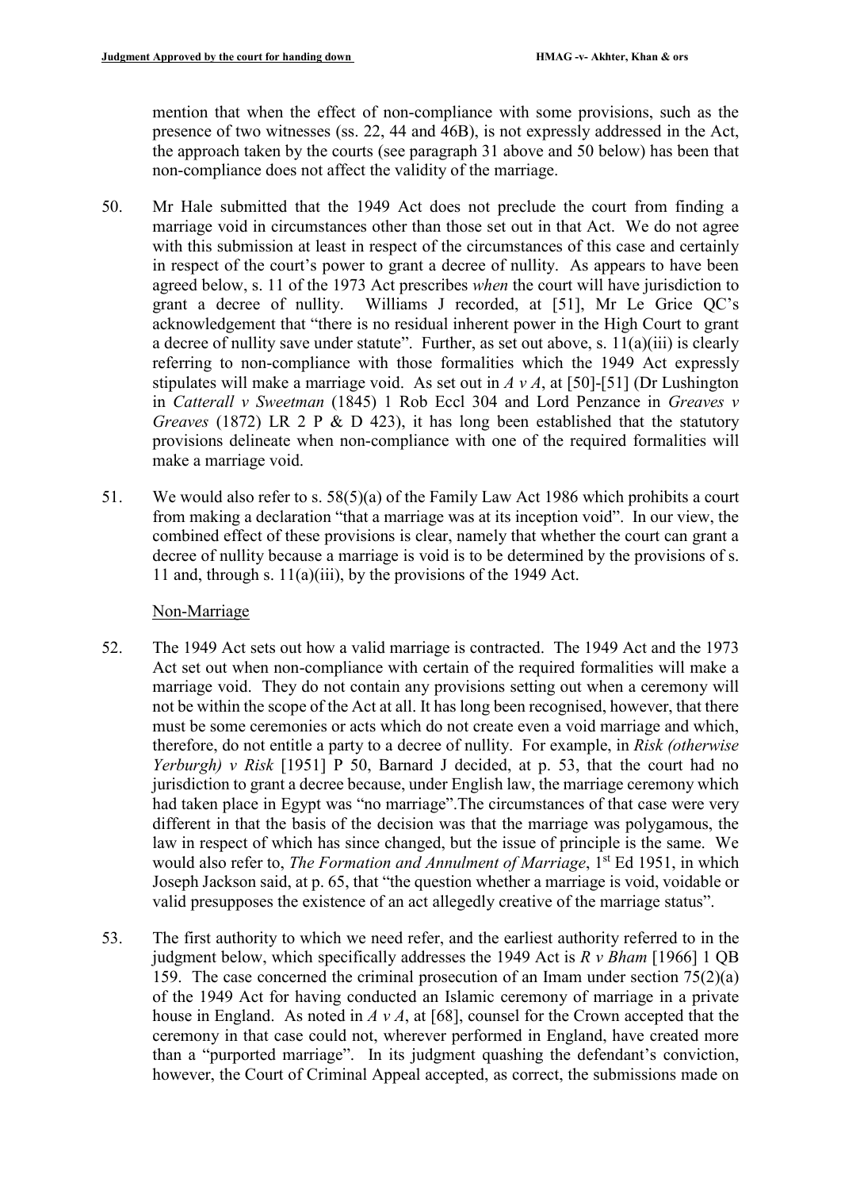mention that when the effect of non-compliance with some provisions, such as the presence of two witnesses (ss. 22, 44 and 46B), is not expressly addressed in the Act, the approach taken by the courts (see paragraph 31 above and 50 below) has been that non-compliance does not affect the validity of the marriage.

50. Mr Hale submitted that the 1949 Act does not preclude the court from finding a marriage void in circumstances other than those set out in that Act. We do not agree with this submission at least in respect of the circumstances of this case and certainly in respect of the court's power to grant a decree of nullity. As appears to have been agreed below, s. 11 of the 1973 Act prescribes *when* the court will have jurisdiction to grant a decree of nullity. Williams J recorded, at [51], Mr Le Grice QC's acknowledgement that "there is no residual inherent power in the High Court to grant a decree of nullity save under statute". Further, as set out above, s. 11(a)(iii) is clearly referring to non-compliance with those formalities which the 1949 Act expressly stipulates will make a marriage void. As set out in *A v A*, at [50]-[51] (Dr Lushington in *Catterall v Sweetman* (1845) 1 Rob Eccl 304 and Lord Penzance in *Greaves v Greaves* (1872) LR 2 P & D 423), it has long been established that the statutory provisions delineate when non-compliance with one of the required formalities will make a marriage void.

51. We would also refer to s. 58(5)(a) of the Family Law Act 1986 which prohibits a court from making a declaration "that a marriage was at its inception void". In our view, the combined effect of these provisions is clear, namely that whether the court can grant a decree of nullity because a marriage is void is to be determined by the provisions of s. 11 and, through s. 11(a)(iii), by the provisions of the 1949 Act.

Non-Marriage

52. The 1949 Act sets out how a valid marriage is contracted. The 1949 Act and the 1973 Act set out when non-compliance with certain of the required formalities will make a marriage void. They do not contain any provisions setting out when a ceremony will not be within the scope of the Act at all. It has long been recognised, however, that there must be some ceremonies or acts which do not create even a void marriage and which, therefore, do not entitle a party to a decree of nullity. For example, in *Risk (otherwise Yerburgh) v Risk* [1951] P 50, Barnard J decided, at p. 53, that the court had no jurisdiction to grant a decree because, under English law, the marriage ceremony which had taken place in Egypt was "no marriage".The circumstances of that case were very different in that the basis of the decision was that the marriage was polygamous, the law in respect of which has since changed, but the issue of principle is the same. We would also refer to, *The Formation and Annulment of Marriage*, 1st Ed 1951, in which Joseph Jackson said, at p. 65, that "the question whether a marriage is void, voidable or valid presupposes the existence of an act allegedly creative of the marriage status".

53. The first authority to which we need refer, and the earliest authority referred to in the judgment below, which specifically addresses the 1949 Act is *R v Bham* [1966] 1 QB 159. The case concerned the criminal prosecution of an Imam under section 75(2)(a) of the 1949 Act for having conducted an Islamic ceremony of marriage in a private house in England. As noted in *A v A*, at [68], counsel for the Crown accepted that the ceremony in that case could not, wherever performed in England, have created more than a "purported marriage". In its judgment quashing the defendant's conviction, however, the Court of Criminal Appeal accepted, as correct, the submissions made on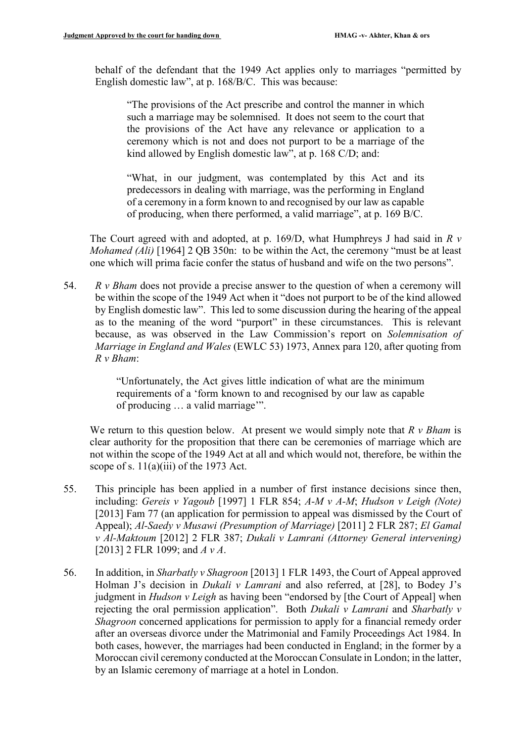behalf of the defendant that the 1949 Act applies only to marriages "permitted by English domestic law", at p. 168/B/C. This was because:

> "The provisions of the Act prescribe and control the manner in which such a marriage may be solemnised. It does not seem to the court that the provisions of the Act have any relevance or application to a ceremony which is not and does not purport to be a marriage of the kind allowed by English domestic law", at p. 168 C/D; and:
>
> "What, in our judgment, was contemplated by this Act and its predecessors in dealing with marriage, was the performing in England of a ceremony in a form known to and recognised by our law as capable of producing, when there performed, a valid marriage", at p. 169 B/C.

The Court agreed with and adopted, at p. 169/D, what Humphreys J had said in *R v Mohamed (Ali)* [1964] 2 QB 350n: to be within the Act, the ceremony "must be at least one which will prima facie confer the status of husband and wife on the two persons".

54. *R v Bham* does not provide a precise answer to the question of when a ceremony will be within the scope of the 1949 Act when it "does not purport to be of the kind allowed by English domestic law". This led to some discussion during the hearing of the appeal as to the meaning of the word "purport" in these circumstances. This is relevant because, as was observed in the Law Commission's report on *Solemnisation of Marriage in England and Wales* (EWLC 53) 1973, Annex para 120, after quoting from *R v Bham*:

> "Unfortunately, the Act gives little indication of what are the minimum requirements of a 'form known to and recognised by our law as capable of producing … a valid marriage'".

We return to this question below. At present we would simply note that *R v Bham* is clear authority for the proposition that there can be ceremonies of marriage which are not within the scope of the 1949 Act at all and which would not, therefore, be within the scope of s. 11(a)(iii) of the 1973 Act.

55. This principle has been applied in a number of first instance decisions since then, including: *Gereis v Yagoub* [1997] 1 FLR 854; *A-M v A-M*; *Hudson v Leigh (Note)* [2013] Fam 77 (an application for permission to appeal was dismissed by the Court of Appeal); *Al-Saedy v Musawi (Presumption of Marriage)* [2011] 2 FLR 287; *El Gamal v Al-Maktoum* [2012] 2 FLR 387; *Dukali v Lamrani (Attorney General intervening)* [2013] 2 FLR 1099; and *A v A*.

56. In addition, in *Sharbatly v Shagroon* [2013] 1 FLR 1493, the Court of Appeal approved Holman J's decision in *Dukali v Lamrani* and also referred, at [28], to Bodey J's judgment in *Hudson v Leigh* as having been "endorsed by [the Court of Appeal] when rejecting the oral permission application". Both *Dukali v Lamrani* and *Sharbatly v Shagroon* concerned applications for permission to apply for a financial remedy order after an overseas divorce under the Matrimonial and Family Proceedings Act 1984. In both cases, however, the marriages had been conducted in England; in the former by a Moroccan civil ceremony conducted at the Moroccan Consulate in London; in the latter, by an Islamic ceremony of marriage at a hotel in London.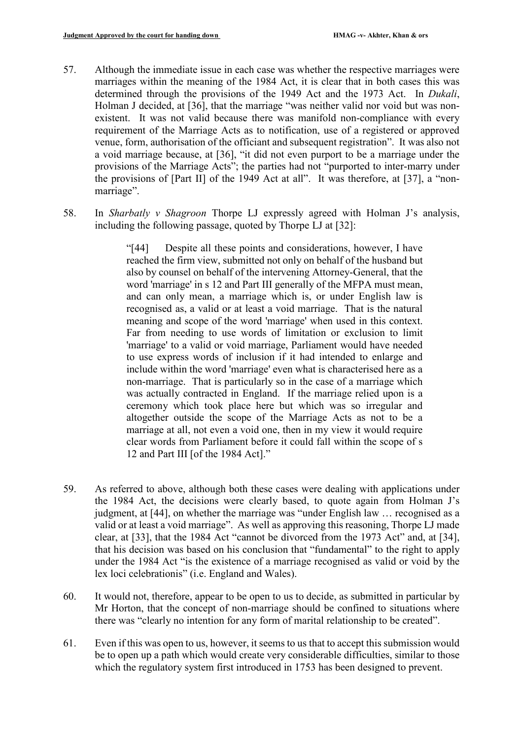57. Although the immediate issue in each case was whether the respective marriages were marriages within the meaning of the 1984 Act, it is clear that in both cases this was determined through the provisions of the 1949 Act and the 1973 Act. In *Dukali*, Holman J decided, at [36], that the marriage "was neither valid nor void but was non-existent. It was not valid because there was manifold non-compliance with every requirement of the Marriage Acts as to notification, use of a registered or approved venue, form, authorisation of the officiant and subsequent registration". It was also not a void marriage because, at [36], "it did not even purport to be a marriage under the provisions of the Marriage Acts"; the parties had not "purported to inter-marry under the provisions of [Part II] of the 1949 Act at all". It was therefore, at [37], a "non-marriage".

58. In *Sharbatly v Shagroon* Thorpe LJ expressly agreed with Holman J's analysis, including the following passage, quoted by Thorpe LJ at [32]:

> "[44] Despite all these points and considerations, however, I have reached the firm view, submitted not only on behalf of the husband but also by counsel on behalf of the intervening Attorney-General, that the word 'marriage' in s 12 and Part III generally of the MFPA must mean, and can only mean, a marriage which is, or under English law is recognised as, a valid or at least a void marriage. That is the natural meaning and scope of the word 'marriage' when used in this context. Far from needing to use words of limitation or exclusion to limit 'marriage' to a valid or void marriage, Parliament would have needed to use express words of inclusion if it had intended to enlarge and include within the word 'marriage' even what is characterised here as a non-marriage. That is particularly so in the case of a marriage which was actually contracted in England. If the marriage relied upon is a ceremony which took place here but which was so irregular and altogether outside the scope of the Marriage Acts as not to be a marriage at all, not even a void one, then in my view it would require clear words from Parliament before it could fall within the scope of s 12 and Part III [of the 1984 Act]."

59. As referred to above, although both these cases were dealing with applications under the 1984 Act, the decisions were clearly based, to quote again from Holman J's judgment, at [44], on whether the marriage was "under English law … recognised as a valid or at least a void marriage". As well as approving this reasoning, Thorpe LJ made clear, at [33], that the 1984 Act "cannot be divorced from the 1973 Act" and, at [34], that his decision was based on his conclusion that "fundamental" to the right to apply under the 1984 Act "is the existence of a marriage recognised as valid or void by the lex loci celebrationis" (i.e. England and Wales).

60. It would not, therefore, appear to be open to us to decide, as submitted in particular by Mr Horton, that the concept of non-marriage should be confined to situations where there was "clearly no intention for any form of marital relationship to be created".

61. Even if this was open to us, however, it seems to us that to accept this submission would be to open up a path which would create very considerable difficulties, similar to those which the regulatory system first introduced in 1753 has been designed to prevent.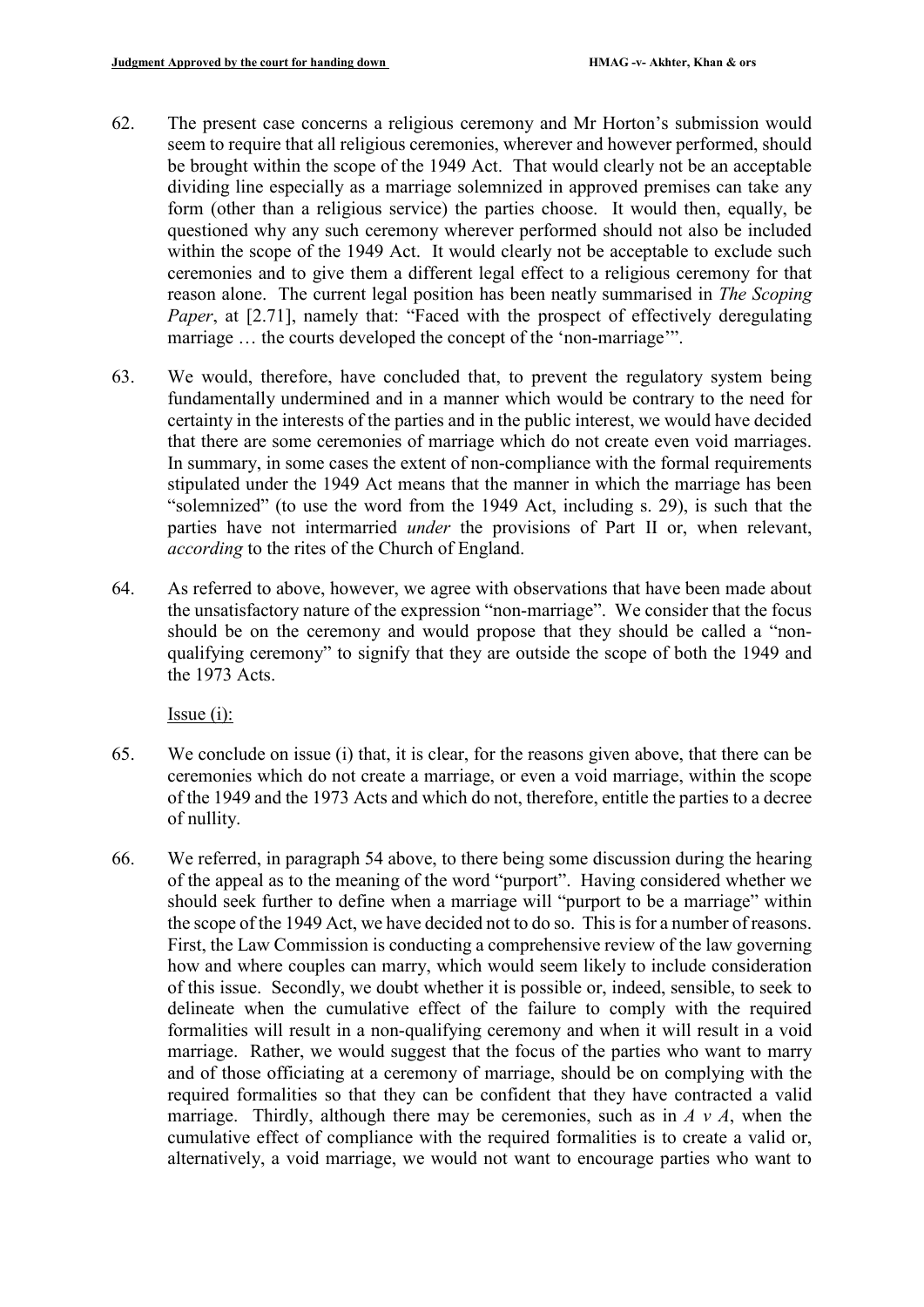62. The present case concerns a religious ceremony and Mr Horton's submission would seem to require that all religious ceremonies, wherever and however performed, should be brought within the scope of the 1949 Act. That would clearly not be an acceptable dividing line especially as a marriage solemnized in approved premises can take any form (other than a religious service) the parties choose. It would then, equally, be questioned why any such ceremony wherever performed should not also be included within the scope of the 1949 Act. It would clearly not be acceptable to exclude such ceremonies and to give them a different legal effect to a religious ceremony for that reason alone. The current legal position has been neatly summarised in *The Scoping Paper*, at [2.71], namely that: "Faced with the prospect of effectively deregulating marriage … the courts developed the concept of the 'non-marriage'".

63. We would, therefore, have concluded that, to prevent the regulatory system being fundamentally undermined and in a manner which would be contrary to the need for certainty in the interests of the parties and in the public interest, we would have decided that there are some ceremonies of marriage which do not create even void marriages. In summary, in some cases the extent of non-compliance with the formal requirements stipulated under the 1949 Act means that the manner in which the marriage has been "solemnized" (to use the word from the 1949 Act, including s. 29), is such that the parties have not intermarried *under* the provisions of Part II or, when relevant, *according* to the rites of the Church of England.

64. As referred to above, however, we agree with observations that have been made about the unsatisfactory nature of the expression "non-marriage". We consider that the focus should be on the ceremony and would propose that they should be called a "non-qualifying ceremony" to signify that they are outside the scope of both the 1949 and the 1973 Acts.

Issue (i):

65. We conclude on issue (i) that, it is clear, for the reasons given above, that there can be ceremonies which do not create a marriage, or even a void marriage, within the scope of the 1949 and the 1973 Acts and which do not, therefore, entitle the parties to a decree of nullity.

66. We referred, in paragraph 54 above, to there being some discussion during the hearing of the appeal as to the meaning of the word "purport". Having considered whether we should seek further to define when a marriage will "purport to be a marriage" within the scope of the 1949 Act, we have decided not to do so. This is for a number of reasons. First, the Law Commission is conducting a comprehensive review of the law governing how and where couples can marry, which would seem likely to include consideration of this issue. Secondly, we doubt whether it is possible or, indeed, sensible, to seek to delineate when the cumulative effect of the failure to comply with the required formalities will result in a non-qualifying ceremony and when it will result in a void marriage. Rather, we would suggest that the focus of the parties who want to marry and of those officiating at a ceremony of marriage, should be on complying with the required formalities so that they can be confident that they have contracted a valid marriage. Thirdly, although there may be ceremonies, such as in *A v A*, when the cumulative effect of compliance with the required formalities is to create a valid or, alternatively, a void marriage, we would not want to encourage parties who want to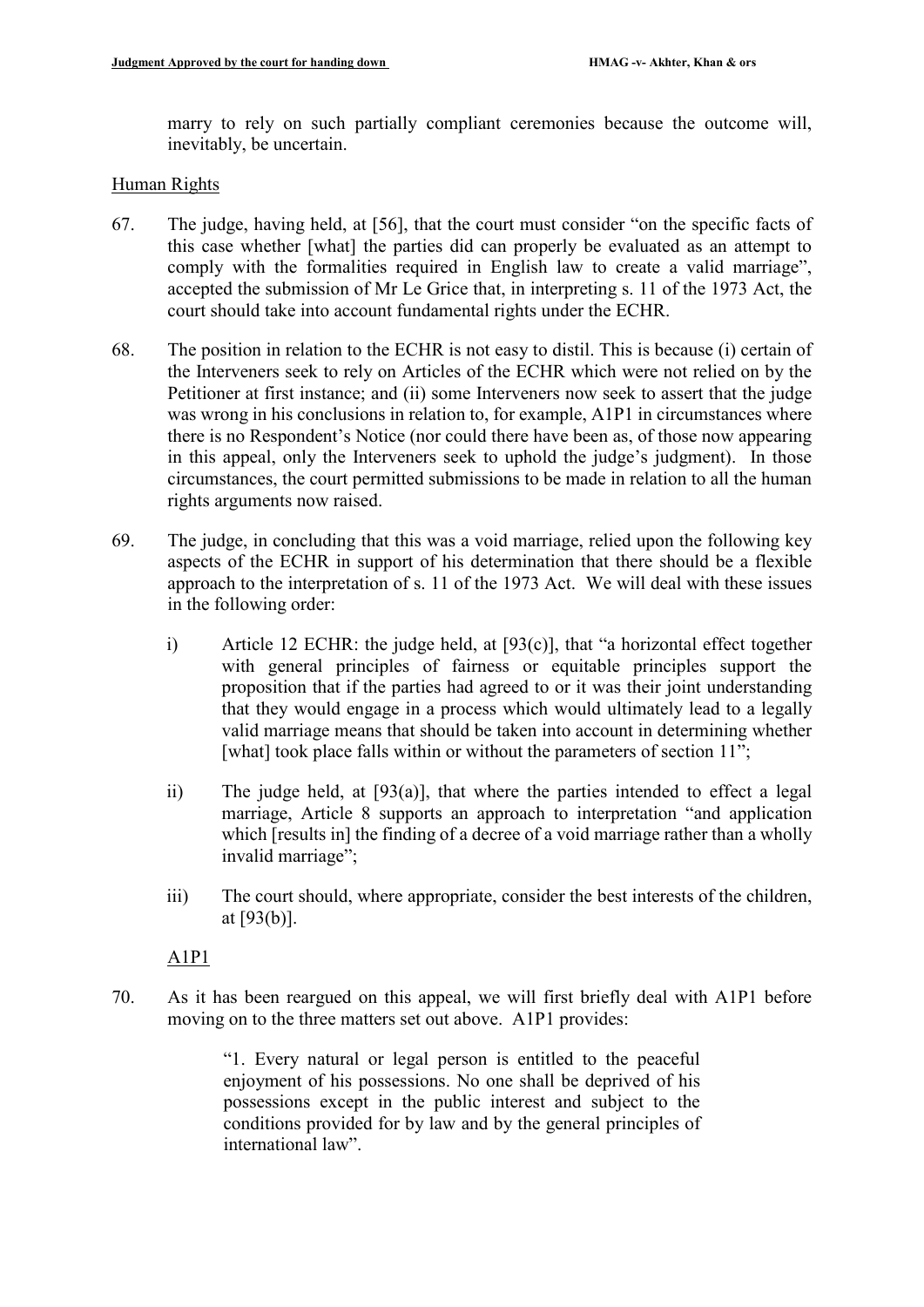marry to rely on such partially compliant ceremonies because the outcome will, inevitably, be uncertain.

Human Rights

67. The judge, having held, at [56], that the court must consider "on the specific facts of this case whether [what] the parties did can properly be evaluated as an attempt to comply with the formalities required in English law to create a valid marriage", accepted the submission of Mr Le Grice that, in interpreting s. 11 of the 1973 Act, the court should take into account fundamental rights under the ECHR.

68. The position in relation to the ECHR is not easy to distil. This is because (i) certain of the Interveners seek to rely on Articles of the ECHR which were not relied on by the Petitioner at first instance; and (ii) some Interveners now seek to assert that the judge was wrong in his conclusions in relation to, for example, A1P1 in circumstances where there is no Respondent's Notice (nor could there have been as, of those now appearing in this appeal, only the Interveners seek to uphold the judge's judgment). In those circumstances, the court permitted submissions to be made in relation to all the human rights arguments now raised.

69. The judge, in concluding that this was a void marriage, relied upon the following key aspects of the ECHR in support of his determination that there should be a flexible approach to the interpretation of s. 11 of the 1973 Act. We will deal with these issues in the following order:

    i) Article 12 ECHR: the judge held, at [93(c)], that "a horizontal effect together with general principles of fairness or equitable principles support the proposition that if the parties had agreed to or it was their joint understanding that they would engage in a process which would ultimately lead to a legally valid marriage means that should be taken into account in determining whether [what] took place falls within or without the parameters of section 11";

    ii) The judge held, at [93(a)], that where the parties intended to effect a legal marriage, Article 8 supports an approach to interpretation "and application which [results in] the finding of a decree of a void marriage rather than a wholly invalid marriage";

    iii) The court should, where appropriate, consider the best interests of the children, at [93(b)].

A1P1

70. As it has been reargued on this appeal, we will first briefly deal with A1P1 before moving on to the three matters set out above. A1P1 provides:

> "1. Every natural or legal person is entitled to the peaceful enjoyment of his possessions. No one shall be deprived of his possessions except in the public interest and subject to the conditions provided for by law and by the general principles of international law".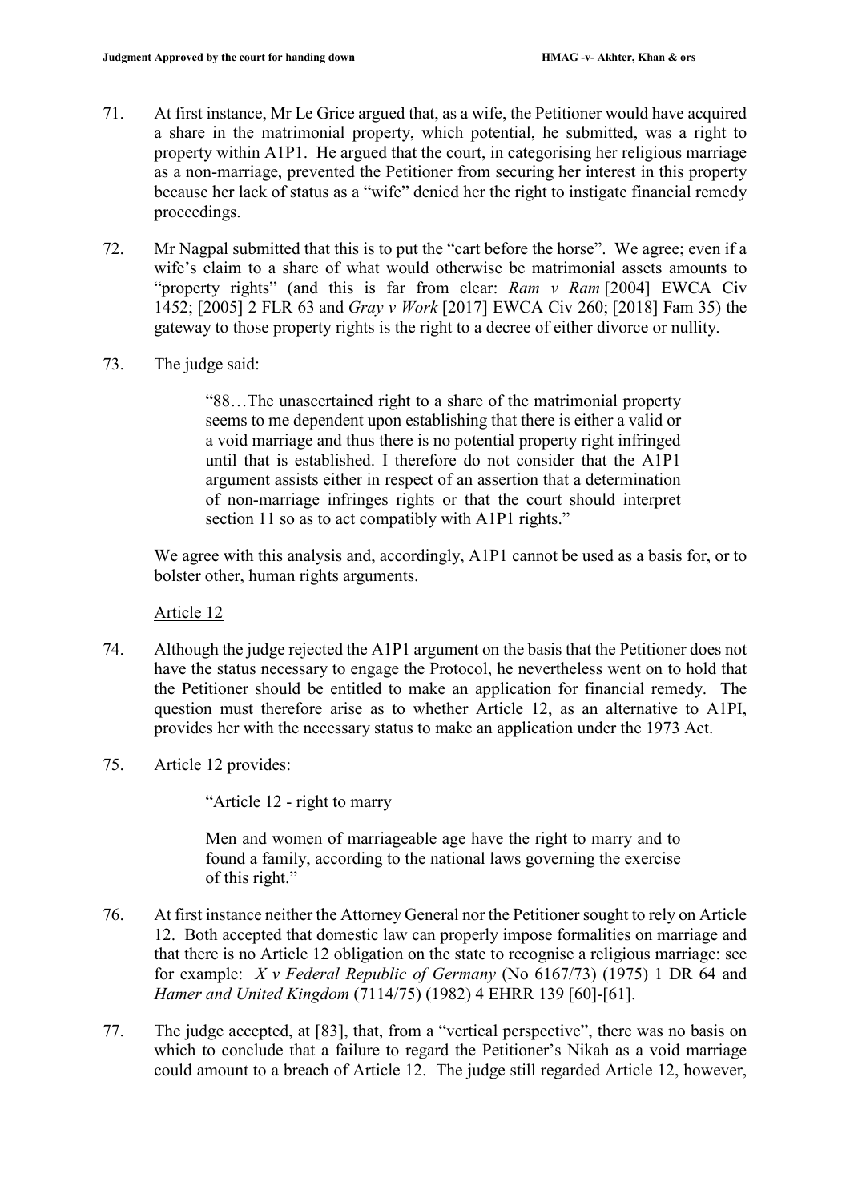71. At first instance, Mr Le Grice argued that, as a wife, the Petitioner would have acquired a share in the matrimonial property, which potential, he submitted, was a right to property within A1P1. He argued that the court, in categorising her religious marriage as a non-marriage, prevented the Petitioner from securing her interest in this property because her lack of status as a "wife" denied her the right to instigate financial remedy proceedings.

72. Mr Nagpal submitted that this is to put the "cart before the horse". We agree; even if a wife's claim to a share of what would otherwise be matrimonial assets amounts to "property rights" (and this is far from clear: *Ram v Ram* [2004] EWCA Civ 1452; [2005] 2 FLR 63 and *Gray v Work* [2017] EWCA Civ 260; [2018] Fam 35) the gateway to those property rights is the right to a decree of either divorce or nullity.

73. The judge said:

> "88…The unascertained right to a share of the matrimonial property seems to me dependent upon establishing that there is either a valid or a void marriage and thus there is no potential property right infringed until that is established. I therefore do not consider that the A1P1 argument assists either in respect of an assertion that a determination of non-marriage infringes rights or that the court should interpret section 11 so as to act compatibly with A1P1 rights."

We agree with this analysis and, accordingly, A1P1 cannot be used as a basis for, or to bolster other, human rights arguments.

Article 12

74. Although the judge rejected the A1P1 argument on the basis that the Petitioner does not have the status necessary to engage the Protocol, he nevertheless went on to hold that the Petitioner should be entitled to make an application for financial remedy. The question must therefore arise as to whether Article 12, as an alternative to A1PI, provides her with the necessary status to make an application under the 1973 Act.

75. Article 12 provides:

> "Article 12 - right to marry
>
> Men and women of marriageable age have the right to marry and to found a family, according to the national laws governing the exercise of this right."

76. At first instance neither the Attorney General nor the Petitioner sought to rely on Article 12. Both accepted that domestic law can properly impose formalities on marriage and that there is no Article 12 obligation on the state to recognise a religious marriage: see for example: *X v Federal Republic of Germany* (No 6167/73) (1975) 1 DR 64 and *Hamer and United Kingdom* (7114/75) (1982) 4 EHRR 139 [60]-[61].

77. The judge accepted, at [83], that, from a "vertical perspective", there was no basis on which to conclude that a failure to regard the Petitioner's Nikah as a void marriage could amount to a breach of Article 12. The judge still regarded Article 12, however,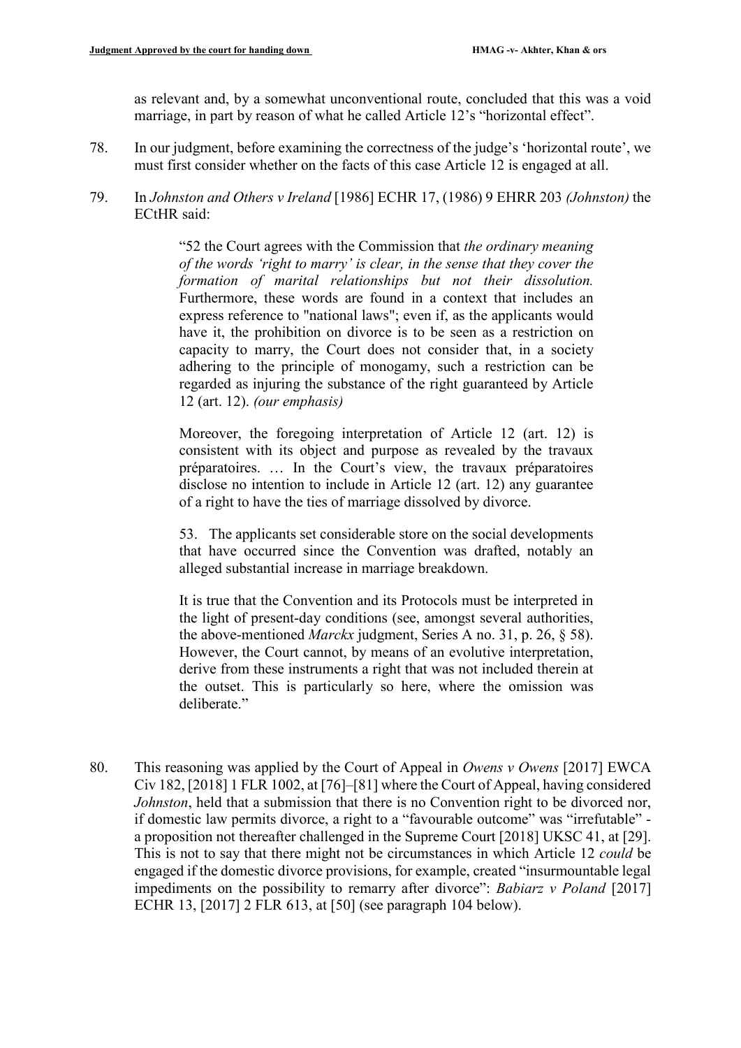as relevant and, by a somewhat unconventional route, concluded that this was a void marriage, in part by reason of what he called Article 12's "horizontal effect".

78. In our judgment, before examining the correctness of the judge's 'horizontal route', we must first consider whether on the facts of this case Article 12 is engaged at all.

79. In *Johnston and Others v Ireland* [1986] ECHR 17, (1986) 9 EHRR 203 *(Johnston)* the ECtHR said:

> "52 the Court agrees with the Commission that *the ordinary meaning of the words 'right to marry' is clear, in the sense that they cover the formation of marital relationships but not their dissolution.* Furthermore, these words are found in a context that includes an express reference to "national laws"; even if, as the applicants would have it, the prohibition on divorce is to be seen as a restriction on capacity to marry, the Court does not consider that, in a society adhering to the principle of monogamy, such a restriction can be regarded as injuring the substance of the right guaranteed by Article 12 (art. 12). *(our emphasis)*
>
> Moreover, the foregoing interpretation of Article 12 (art. 12) is consistent with its object and purpose as revealed by the travaux préparatoires. … In the Court's view, the travaux préparatoires disclose no intention to include in Article 12 (art. 12) any guarantee of a right to have the ties of marriage dissolved by divorce.
>
> 53. The applicants set considerable store on the social developments that have occurred since the Convention was drafted, notably an alleged substantial increase in marriage breakdown.
>
> It is true that the Convention and its Protocols must be interpreted in the light of present-day conditions (see, amongst several authorities, the above-mentioned *Marckx* judgment, Series A no. 31, p. 26, § 58). However, the Court cannot, by means of an evolutive interpretation, derive from these instruments a right that was not included therein at the outset. This is particularly so here, where the omission was deliberate."

80. This reasoning was applied by the Court of Appeal in *Owens v Owens* [2017] EWCA Civ 182, [2018] 1 FLR 1002, at [76]–[81] where the Court of Appeal, having considered *Johnston*, held that a submission that there is no Convention right to be divorced nor, if domestic law permits divorce, a right to a "favourable outcome" was "irrefutable" - a proposition not thereafter challenged in the Supreme Court [2018] UKSC 41, at [29]. This is not to say that there might not be circumstances in which Article 12 *could* be engaged if the domestic divorce provisions, for example, created "insurmountable legal impediments on the possibility to remarry after divorce": *Babiarz v Poland* [2017] ECHR 13, [2017] 2 FLR 613, at [50] (see paragraph 104 below).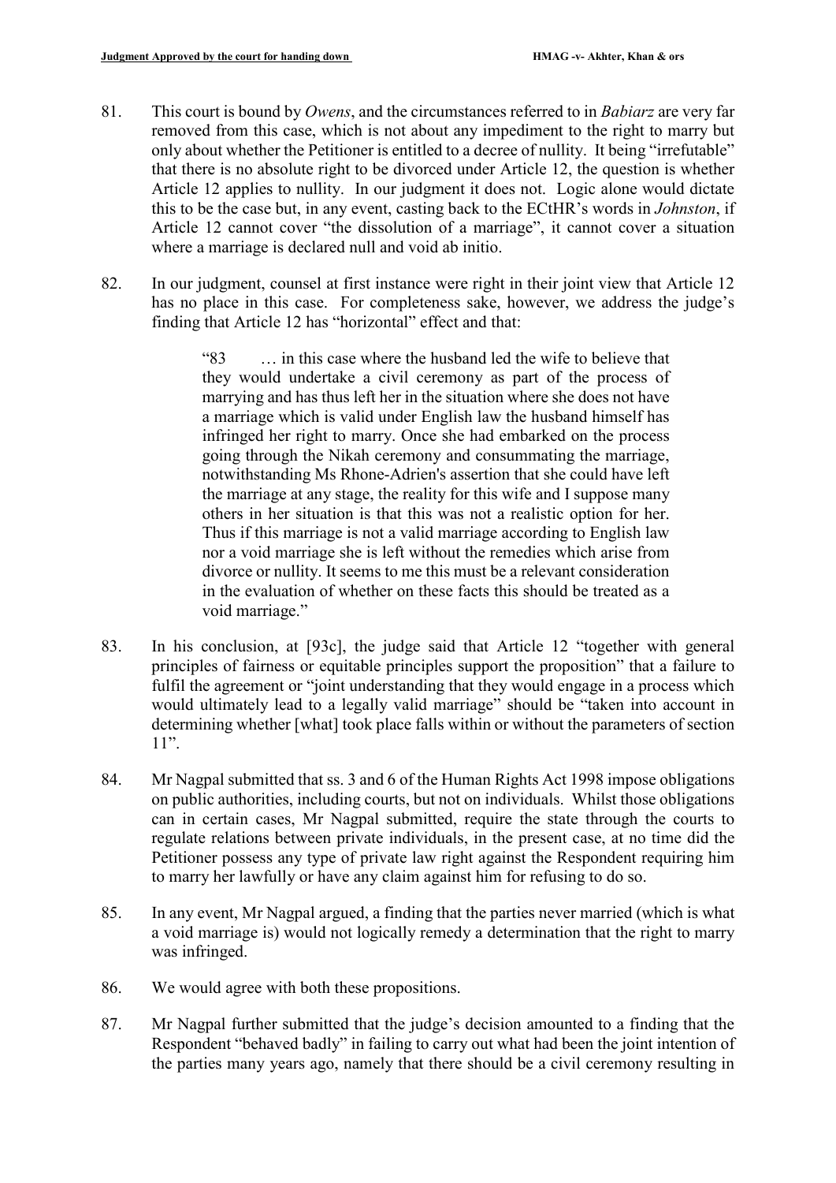81. This court is bound by *Owens*, and the circumstances referred to in *Babiarz* are very far removed from this case, which is not about any impediment to the right to marry but only about whether the Petitioner is entitled to a decree of nullity. It being "irrefutable" that there is no absolute right to be divorced under Article 12, the question is whether Article 12 applies to nullity. In our judgment it does not. Logic alone would dictate this to be the case but, in any event, casting back to the ECtHR's words in *Johnston*, if Article 12 cannot cover "the dissolution of a marriage", it cannot cover a situation where a marriage is declared null and void ab initio.

82. In our judgment, counsel at first instance were right in their joint view that Article 12 has no place in this case. For completeness sake, however, we address the judge's finding that Article 12 has "horizontal" effect and that:

> "83 … in this case where the husband led the wife to believe that they would undertake a civil ceremony as part of the process of marrying and has thus left her in the situation where she does not have a marriage which is valid under English law the husband himself has infringed her right to marry. Once she had embarked on the process going through the Nikah ceremony and consummating the marriage, notwithstanding Ms Rhone-Adrien's assertion that she could have left the marriage at any stage, the reality for this wife and I suppose many others in her situation is that this was not a realistic option for her. Thus if this marriage is not a valid marriage according to English law nor a void marriage she is left without the remedies which arise from divorce or nullity. It seems to me this must be a relevant consideration in the evaluation of whether on these facts this should be treated as a void marriage."

83. In his conclusion, at [93c], the judge said that Article 12 "together with general principles of fairness or equitable principles support the proposition" that a failure to fulfil the agreement or "joint understanding that they would engage in a process which would ultimately lead to a legally valid marriage" should be "taken into account in determining whether [what] took place falls within or without the parameters of section 11".

84. Mr Nagpal submitted that ss. 3 and 6 of the Human Rights Act 1998 impose obligations on public authorities, including courts, but not on individuals. Whilst those obligations can in certain cases, Mr Nagpal submitted, require the state through the courts to regulate relations between private individuals, in the present case, at no time did the Petitioner possess any type of private law right against the Respondent requiring him to marry her lawfully or have any claim against him for refusing to do so.

85. In any event, Mr Nagpal argued, a finding that the parties never married (which is what a void marriage is) would not logically remedy a determination that the right to marry was infringed.

86. We would agree with both these propositions.

87. Mr Nagpal further submitted that the judge's decision amounted to a finding that the Respondent "behaved badly" in failing to carry out what had been the joint intention of the parties many years ago, namely that there should be a civil ceremony resulting in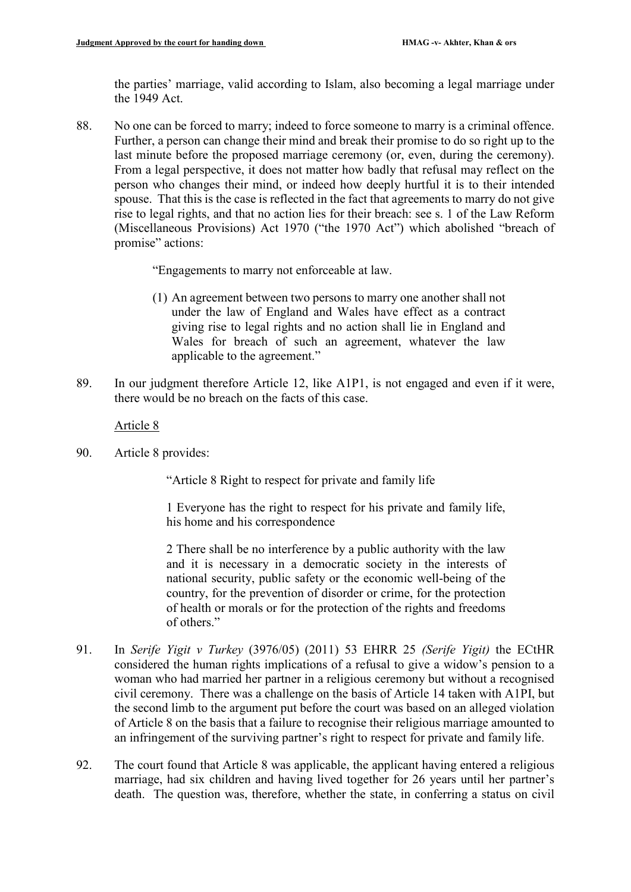the parties' marriage, valid according to Islam, also becoming a legal marriage under the 1949 Act.

88. No one can be forced to marry; indeed to force someone to marry is a criminal offence. Further, a person can change their mind and break their promise to do so right up to the last minute before the proposed marriage ceremony (or, even, during the ceremony). From a legal perspective, it does not matter how badly that refusal may reflect on the person who changes their mind, or indeed how deeply hurtful it is to their intended spouse. That this is the case is reflected in the fact that agreements to marry do not give rise to legal rights, and that no action lies for their breach: see s. 1 of the Law Reform (Miscellaneous Provisions) Act 1970 ("the 1970 Act") which abolished "breach of promise" actions:

> "Engagements to marry not enforceable at law.
>
> (1) An agreement between two persons to marry one another shall not under the law of England and Wales have effect as a contract giving rise to legal rights and no action shall lie in England and Wales for breach of such an agreement, whatever the law applicable to the agreement."

89. In our judgment therefore Article 12, like A1P1, is not engaged and even if it were, there would be no breach on the facts of this case.

Article 8

90. Article 8 provides:

> "Article 8 Right to respect for private and family life
>
> 1 Everyone has the right to respect for his private and family life, his home and his correspondence
>
> 2 There shall be no interference by a public authority with the law and it is necessary in a democratic society in the interests of national security, public safety or the economic well-being of the country, for the prevention of disorder or crime, for the protection of health or morals or for the protection of the rights and freedoms of others."

91. In *Serife Yigit v Turkey* (3976/05) (2011) 53 EHRR 25 *(Serife Yigit)* the ECtHR considered the human rights implications of a refusal to give a widow's pension to a woman who had married her partner in a religious ceremony but without a recognised civil ceremony. There was a challenge on the basis of Article 14 taken with A1PI, but the second limb to the argument put before the court was based on an alleged violation of Article 8 on the basis that a failure to recognise their religious marriage amounted to an infringement of the surviving partner's right to respect for private and family life.

92. The court found that Article 8 was applicable, the applicant having entered a religious marriage, had six children and having lived together for 26 years until her partner's death. The question was, therefore, whether the state, in conferring a status on civil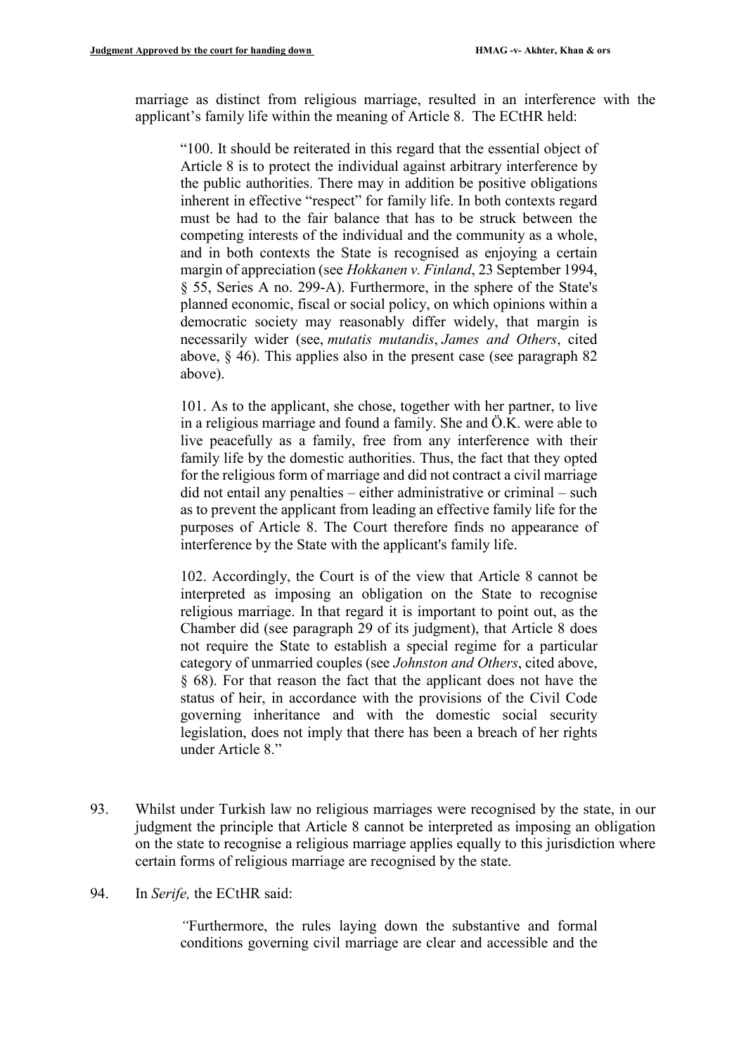marriage as distinct from religious marriage, resulted in an interference with the applicant's family life within the meaning of Article 8. The ECtHR held:

> "100. It should be reiterated in this regard that the essential object of Article 8 is to protect the individual against arbitrary interference by the public authorities. There may in addition be positive obligations inherent in effective "respect" for family life. In both contexts regard must be had to the fair balance that has to be struck between the competing interests of the individual and the community as a whole, and in both contexts the State is recognised as enjoying a certain margin of appreciation (see *Hokkanen v. Finland*, 23 September 1994, § 55, Series A no. 299-A). Furthermore, in the sphere of the State's planned economic, fiscal or social policy, on which opinions within a democratic society may reasonably differ widely, that margin is necessarily wider (see, *mutatis mutandis*, *James and Others*, cited above, § 46). This applies also in the present case (see paragraph 82 above).
>
> 101. As to the applicant, she chose, together with her partner, to live in a religious marriage and found a family. She and Ö.K. were able to live peacefully as a family, free from any interference with their family life by the domestic authorities. Thus, the fact that they opted for the religious form of marriage and did not contract a civil marriage did not entail any penalties – either administrative or criminal – such as to prevent the applicant from leading an effective family life for the purposes of Article 8. The Court therefore finds no appearance of interference by the State with the applicant's family life.
>
> 102. Accordingly, the Court is of the view that Article 8 cannot be interpreted as imposing an obligation on the State to recognise religious marriage. In that regard it is important to point out, as the Chamber did (see paragraph 29 of its judgment), that Article 8 does not require the State to establish a special regime for a particular category of unmarried couples (see *Johnston and Others*, cited above, § 68). For that reason the fact that the applicant does not have the status of heir, in accordance with the provisions of the Civil Code governing inheritance and with the domestic social security legislation, does not imply that there has been a breach of her rights under Article 8."

93. Whilst under Turkish law no religious marriages were recognised by the state, in our judgment the principle that Article 8 cannot be interpreted as imposing an obligation on the state to recognise a religious marriage applies equally to this jurisdiction where certain forms of religious marriage are recognised by the state.

94. In *Serife,* the ECtHR said:

> *"*Furthermore, the rules laying down the substantive and formal conditions governing civil marriage are clear and accessible and the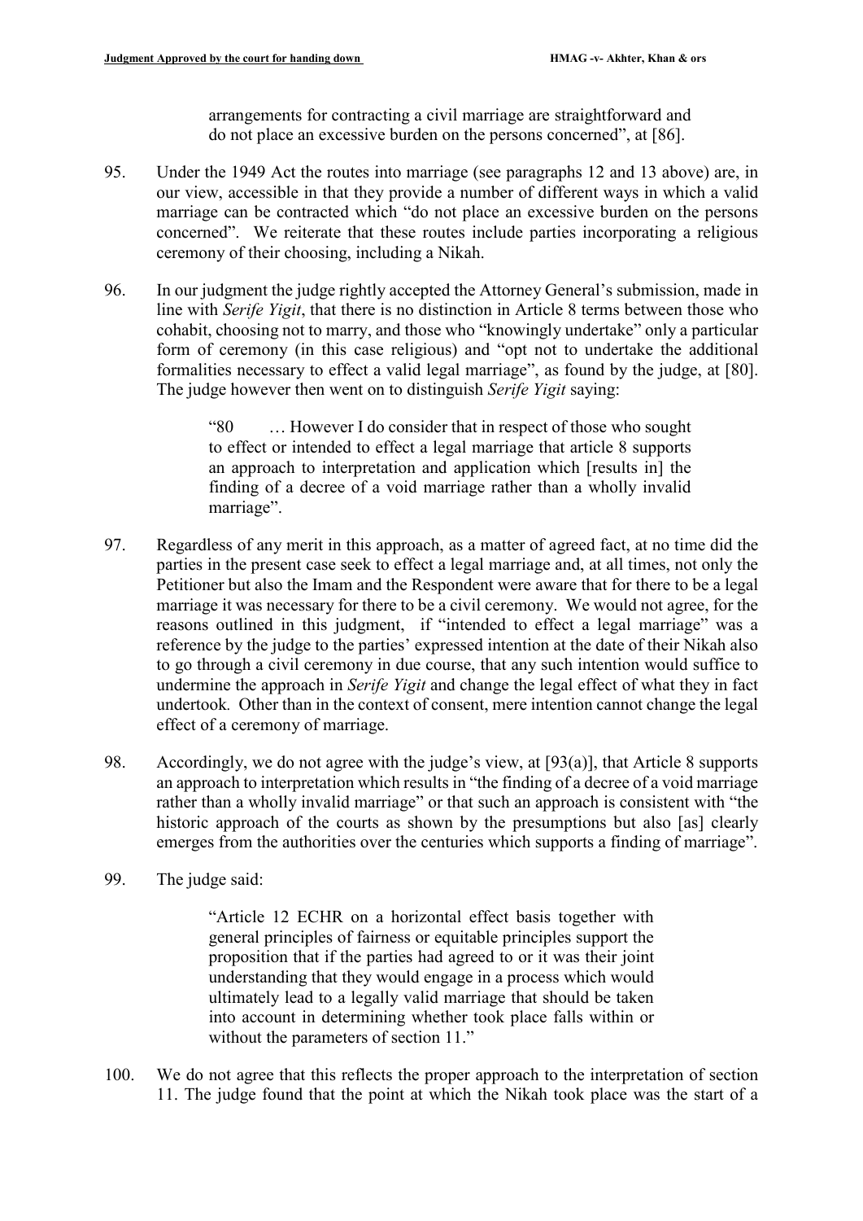> arrangements for contracting a civil marriage are straightforward and do not place an excessive burden on the persons concerned", at [86].

95. Under the 1949 Act the routes into marriage (see paragraphs 12 and 13 above) are, in our view, accessible in that they provide a number of different ways in which a valid marriage can be contracted which "do not place an excessive burden on the persons concerned". We reiterate that these routes include parties incorporating a religious ceremony of their choosing, including a Nikah.

96. In our judgment the judge rightly accepted the Attorney General's submission, made in line with *Serife Yigit*, that there is no distinction in Article 8 terms between those who cohabit, choosing not to marry, and those who "knowingly undertake" only a particular form of ceremony (in this case religious) and "opt not to undertake the additional formalities necessary to effect a valid legal marriage", as found by the judge, at [80]. The judge however then went on to distinguish *Serife Yigit* saying:

> "80 … However I do consider that in respect of those who sought to effect or intended to effect a legal marriage that article 8 supports an approach to interpretation and application which [results in] the finding of a decree of a void marriage rather than a wholly invalid marriage".

97. Regardless of any merit in this approach, as a matter of agreed fact, at no time did the parties in the present case seek to effect a legal marriage and, at all times, not only the Petitioner but also the Imam and the Respondent were aware that for there to be a legal marriage it was necessary for there to be a civil ceremony. We would not agree, for the reasons outlined in this judgment, if "intended to effect a legal marriage" was a reference by the judge to the parties' expressed intention at the date of their Nikah also to go through a civil ceremony in due course, that any such intention would suffice to undermine the approach in *Serife Yigit* and change the legal effect of what they in fact undertook. Other than in the context of consent, mere intention cannot change the legal effect of a ceremony of marriage.

98. Accordingly, we do not agree with the judge's view, at [93(a)], that Article 8 supports an approach to interpretation which results in "the finding of a decree of a void marriage rather than a wholly invalid marriage" or that such an approach is consistent with "the historic approach of the courts as shown by the presumptions but also [as] clearly emerges from the authorities over the centuries which supports a finding of marriage".

99. The judge said:

> "Article 12 ECHR on a horizontal effect basis together with general principles of fairness or equitable principles support the proposition that if the parties had agreed to or it was their joint understanding that they would engage in a process which would ultimately lead to a legally valid marriage that should be taken into account in determining whether took place falls within or without the parameters of section 11."

100. We do not agree that this reflects the proper approach to the interpretation of section 11. The judge found that the point at which the Nikah took place was the start of a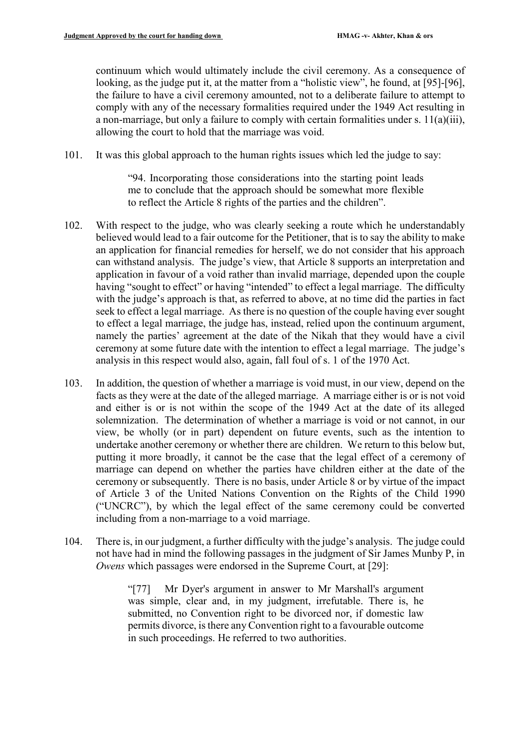continuum which would ultimately include the civil ceremony. As a consequence of looking, as the judge put it, at the matter from a "holistic view", he found, at [95]-[96], the failure to have a civil ceremony amounted, not to a deliberate failure to attempt to comply with any of the necessary formalities required under the 1949 Act resulting in a non-marriage, but only a failure to comply with certain formalities under s. 11(a)(iii), allowing the court to hold that the marriage was void.

101. It was this global approach to the human rights issues which led the judge to say:

> "94. Incorporating those considerations into the starting point leads me to conclude that the approach should be somewhat more flexible to reflect the Article 8 rights of the parties and the children".

102. With respect to the judge, who was clearly seeking a route which he understandably believed would lead to a fair outcome for the Petitioner, that is to say the ability to make an application for financial remedies for herself, we do not consider that his approach can withstand analysis. The judge's view, that Article 8 supports an interpretation and application in favour of a void rather than invalid marriage, depended upon the couple having "sought to effect" or having "intended" to effect a legal marriage. The difficulty with the judge's approach is that, as referred to above, at no time did the parties in fact seek to effect a legal marriage. As there is no question of the couple having ever sought to effect a legal marriage, the judge has, instead, relied upon the continuum argument, namely the parties' agreement at the date of the Nikah that they would have a civil ceremony at some future date with the intention to effect a legal marriage. The judge's analysis in this respect would also, again, fall foul of s. 1 of the 1970 Act.

103. In addition, the question of whether a marriage is void must, in our view, depend on the facts as they were at the date of the alleged marriage. A marriage either is or is not void and either is or is not within the scope of the 1949 Act at the date of its alleged solemnization. The determination of whether a marriage is void or not cannot, in our view, be wholly (or in part) dependent on future events, such as the intention to undertake another ceremony or whether there are children. We return to this below but, putting it more broadly, it cannot be the case that the legal effect of a ceremony of marriage can depend on whether the parties have children either at the date of the ceremony or subsequently. There is no basis, under Article 8 or by virtue of the impact of Article 3 of the United Nations Convention on the Rights of the Child 1990 ("UNCRC"), by which the legal effect of the same ceremony could be converted including from a non-marriage to a void marriage.

104. There is, in our judgment, a further difficulty with the judge's analysis. The judge could not have had in mind the following passages in the judgment of Sir James Munby P, in *Owens* which passages were endorsed in the Supreme Court, at [29]:

> "[77] Mr Dyer's argument in answer to Mr Marshall's argument was simple, clear and, in my judgment, irrefutable. There is, he submitted, no Convention right to be divorced nor, if domestic law permits divorce, is there any Convention right to a favourable outcome in such proceedings. He referred to two authorities.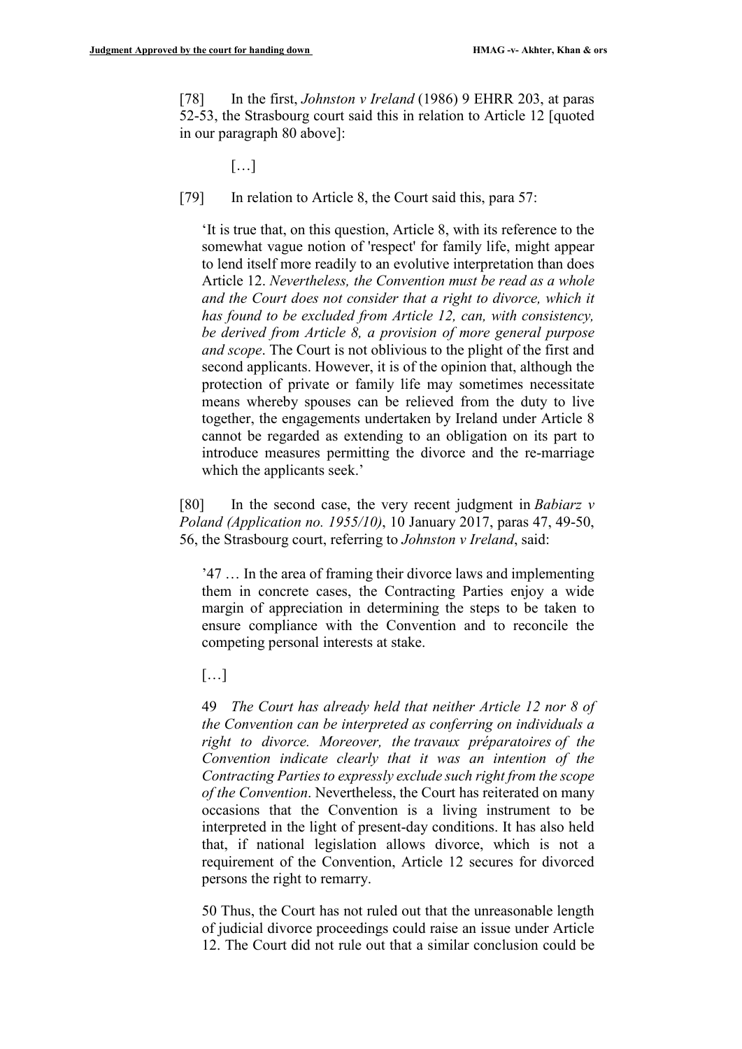[78] In the first, *Johnston v Ireland* (1986) 9 EHRR 203, at paras 52-53, the Strasbourg court said this in relation to Article 12 [quoted in our paragraph 80 above]:

> […]

[79] In relation to Article 8, the Court said this, para 57:

> 'It is true that, on this question, Article 8, with its reference to the somewhat vague notion of 'respect' for family life, might appear to lend itself more readily to an evolutive interpretation than does Article 12. *Nevertheless, the Convention must be read as a whole and the Court does not consider that a right to divorce, which it has found to be excluded from Article 12, can, with consistency, be derived from Article 8, a provision of more general purpose and scope*. The Court is not oblivious to the plight of the first and second applicants. However, it is of the opinion that, although the protection of private or family life may sometimes necessitate means whereby spouses can be relieved from the duty to live together, the engagements undertaken by Ireland under Article 8 cannot be regarded as extending to an obligation on its part to introduce measures permitting the divorce and the re-marriage which the applicants seek.'

[80] In the second case, the very recent judgment in *Babiarz v Poland (Application no. 1955/10)*, 10 January 2017, paras 47, 49-50, 56, the Strasbourg court, referring to *Johnston v Ireland*, said:

> '47 … In the area of framing their divorce laws and implementing them in concrete cases, the Contracting Parties enjoy a wide margin of appreciation in determining the steps to be taken to ensure compliance with the Convention and to reconcile the competing personal interests at stake.
>
> […]
>
> 49 *The Court has already held that neither Article 12 nor 8 of the Convention can be interpreted as conferring on individuals a right to divorce. Moreover, the travaux préparatoires of the Convention indicate clearly that it was an intention of the Contracting Parties to expressly exclude such right from the scope of the Convention*. Nevertheless, the Court has reiterated on many occasions that the Convention is a living instrument to be interpreted in the light of present-day conditions. It has also held that, if national legislation allows divorce, which is not a requirement of the Convention, Article 12 secures for divorced persons the right to remarry.
>
> 50 Thus, the Court has not ruled out that the unreasonable length of judicial divorce proceedings could raise an issue under Article 12. The Court did not rule out that a similar conclusion could be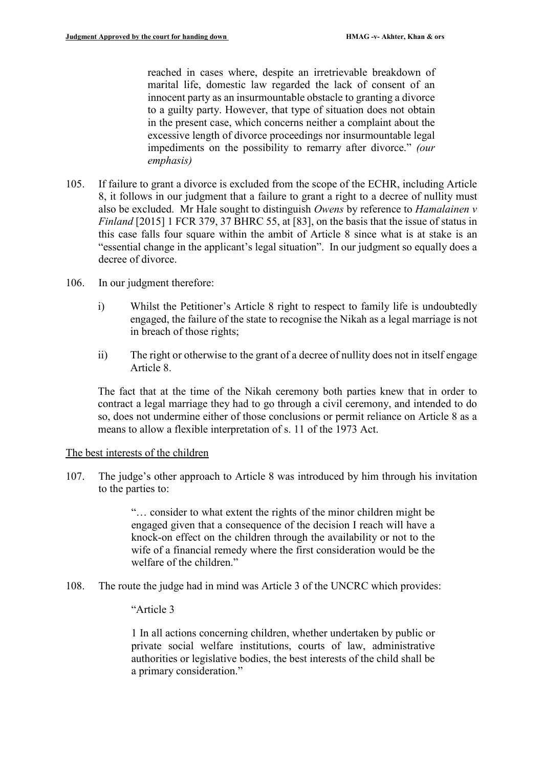> reached in cases where, despite an irretrievable breakdown of marital life, domestic law regarded the lack of consent of an innocent party as an insurmountable obstacle to granting a divorce to a guilty party. However, that type of situation does not obtain in the present case, which concerns neither a complaint about the excessive length of divorce proceedings nor insurmountable legal impediments on the possibility to remarry after divorce." *(our emphasis)*

105. If failure to grant a divorce is excluded from the scope of the ECHR, including Article 8, it follows in our judgment that a failure to grant a right to a decree of nullity must also be excluded. Mr Hale sought to distinguish *Owens* by reference to *Hamalainen v Finland* [2015] 1 FCR 379, 37 BHRC 55, at [83], on the basis that the issue of status in this case falls four square within the ambit of Article 8 since what is at stake is an "essential change in the applicant's legal situation". In our judgment so equally does a decree of divorce.

106. In our judgment therefore:

    i) Whilst the Petitioner's Article 8 right to respect to family life is undoubtedly engaged, the failure of the state to recognise the Nikah as a legal marriage is not in breach of those rights;

    ii) The right or otherwise to the grant of a decree of nullity does not in itself engage Article 8.

    The fact that at the time of the Nikah ceremony both parties knew that in order to contract a legal marriage they had to go through a civil ceremony, and intended to do so, does not undermine either of those conclusions or permit reliance on Article 8 as a means to allow a flexible interpretation of s. 11 of the 1973 Act.

The best interests of the children

107. The judge's other approach to Article 8 was introduced by him through his invitation to the parties to:

    > "… consider to what extent the rights of the minor children might be engaged given that a consequence of the decision I reach will have a knock-on effect on the children through the availability or not to the wife of a financial remedy where the first consideration would be the welfare of the children."

108. The route the judge had in mind was Article 3 of the UNCRC which provides:

    > "Article 3
    >
    > 1 In all actions concerning children, whether undertaken by public or private social welfare institutions, courts of law, administrative authorities or legislative bodies, the best interests of the child shall be a primary consideration."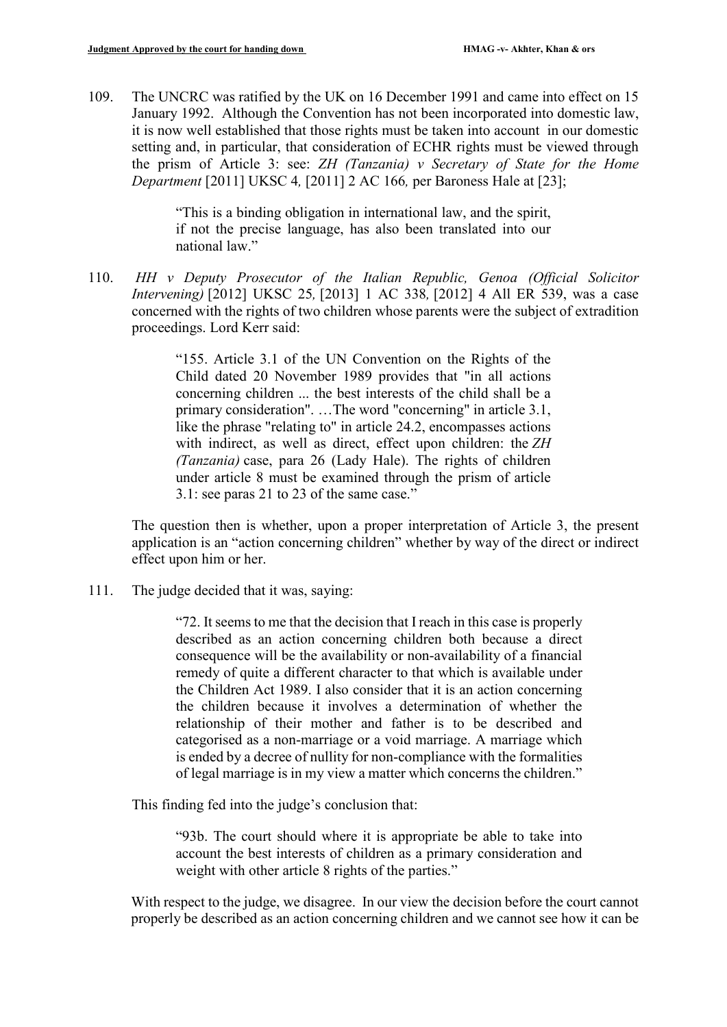109. The UNCRC was ratified by the UK on 16 December 1991 and came into effect on 15 January 1992. Although the Convention has not been incorporated into domestic law, it is now well established that those rights must be taken into account in our domestic setting and, in particular, that consideration of ECHR rights must be viewed through the prism of Article 3: see: *ZH (Tanzania) v Secretary of State for the Home Department* [2011] UKSC 4*,* [2011] 2 AC 166*,* per Baroness Hale at [23];

> "This is a binding obligation in international law, and the spirit, if not the precise language, has also been translated into our national law."

110. *HH v Deputy Prosecutor of the Italian Republic, Genoa (Official Solicitor Intervening)* [2012] UKSC 25*,* [2013] 1 AC 338*,* [2012] 4 All ER 539, was a case concerned with the rights of two children whose parents were the subject of extradition proceedings. Lord Kerr said:

> "155. Article 3.1 of the UN Convention on the Rights of the Child dated 20 November 1989 provides that "in all actions concerning children ... the best interests of the child shall be a primary consideration". …The word "concerning" in article 3.1, like the phrase "relating to" in article 24.2, encompasses actions with indirect, as well as direct, effect upon children: the *ZH (Tanzania)* case, para 26 (Lady Hale). The rights of children under article 8 must be examined through the prism of article 3.1: see paras 21 to 23 of the same case."

The question then is whether, upon a proper interpretation of Article 3, the present application is an "action concerning children" whether by way of the direct or indirect effect upon him or her.

111. The judge decided that it was, saying:

> "72. It seems to me that the decision that I reach in this case is properly described as an action concerning children both because a direct consequence will be the availability or non-availability of a financial remedy of quite a different character to that which is available under the Children Act 1989. I also consider that it is an action concerning the children because it involves a determination of whether the relationship of their mother and father is to be described and categorised as a non-marriage or a void marriage. A marriage which is ended by a decree of nullity for non-compliance with the formalities of legal marriage is in my view a matter which concerns the children."

This finding fed into the judge's conclusion that:

> "93b. The court should where it is appropriate be able to take into account the best interests of children as a primary consideration and weight with other article 8 rights of the parties."

With respect to the judge, we disagree. In our view the decision before the court cannot properly be described as an action concerning children and we cannot see how it can be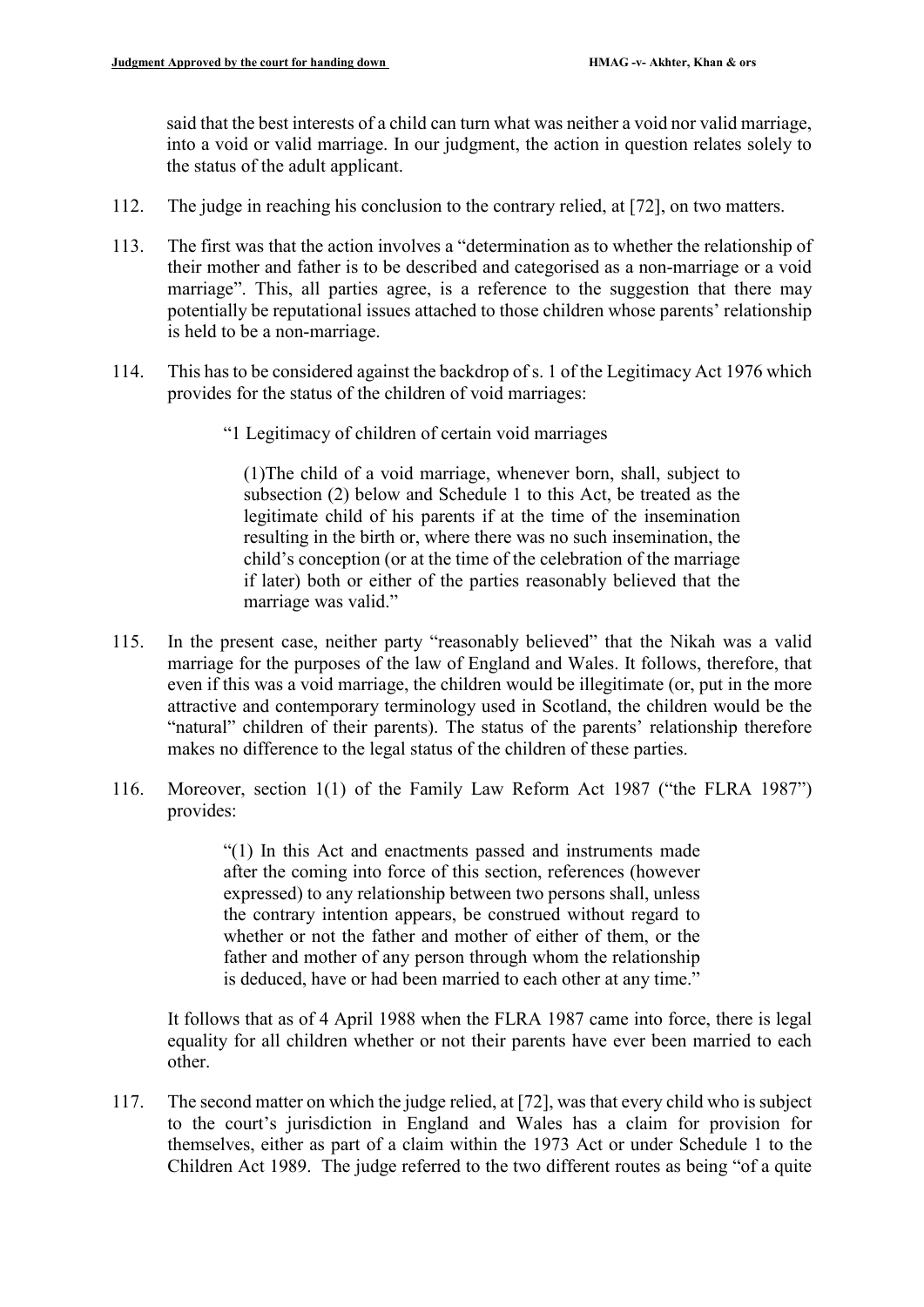said that the best interests of a child can turn what was neither a void nor valid marriage, into a void or valid marriage. In our judgment, the action in question relates solely to the status of the adult applicant.

112. The judge in reaching his conclusion to the contrary relied, at [72], on two matters.

113. The first was that the action involves a "determination as to whether the relationship of their mother and father is to be described and categorised as a non-marriage or a void marriage". This, all parties agree, is a reference to the suggestion that there may potentially be reputational issues attached to those children whose parents' relationship is held to be a non-marriage.

114. This has to be considered against the backdrop of s. 1 of the Legitimacy Act 1976 which provides for the status of the children of void marriages:

> "1 Legitimacy of children of certain void marriages
>
> (1)The child of a void marriage, whenever born, shall, subject to subsection (2) below and Schedule 1 to this Act, be treated as the legitimate child of his parents if at the time of the insemination resulting in the birth or, where there was no such insemination, the child's conception (or at the time of the celebration of the marriage if later) both or either of the parties reasonably believed that the marriage was valid."

115. In the present case, neither party "reasonably believed" that the Nikah was a valid marriage for the purposes of the law of England and Wales. It follows, therefore, that even if this was a void marriage, the children would be illegitimate (or, put in the more attractive and contemporary terminology used in Scotland, the children would be the "natural" children of their parents). The status of the parents' relationship therefore makes no difference to the legal status of the children of these parties.

116. Moreover, section 1(1) of the Family Law Reform Act 1987 ("the FLRA 1987") provides:

> "(1) In this Act and enactments passed and instruments made after the coming into force of this section, references (however expressed) to any relationship between two persons shall, unless the contrary intention appears, be construed without regard to whether or not the father and mother of either of them, or the father and mother of any person through whom the relationship is deduced, have or had been married to each other at any time."

It follows that as of 4 April 1988 when the FLRA 1987 came into force, there is legal equality for all children whether or not their parents have ever been married to each other.

117. The second matter on which the judge relied, at [72], was that every child who is subject to the court's jurisdiction in England and Wales has a claim for provision for themselves, either as part of a claim within the 1973 Act or under Schedule 1 to the Children Act 1989. The judge referred to the two different routes as being "of a quite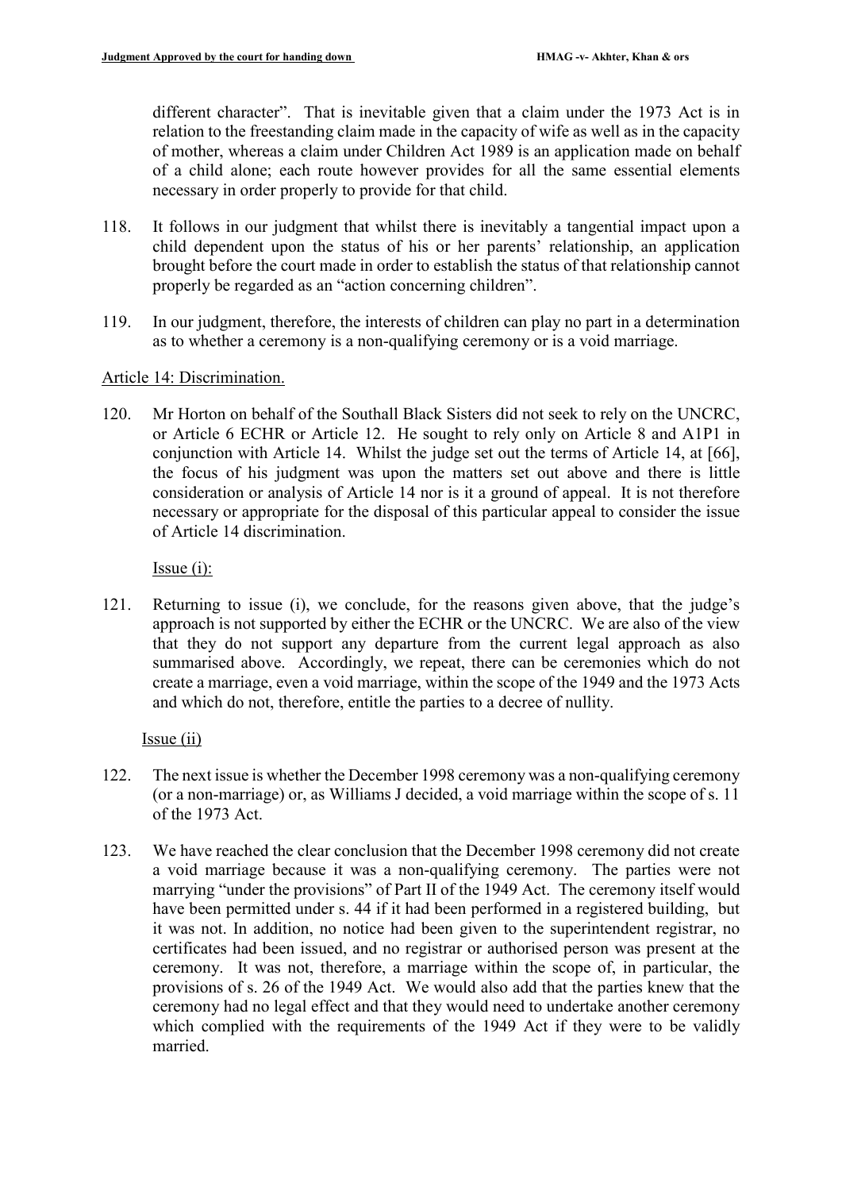different character". That is inevitable given that a claim under the 1973 Act is in relation to the freestanding claim made in the capacity of wife as well as in the capacity of mother, whereas a claim under Children Act 1989 is an application made on behalf of a child alone; each route however provides for all the same essential elements necessary in order properly to provide for that child.

118. It follows in our judgment that whilst there is inevitably a tangential impact upon a child dependent upon the status of his or her parents' relationship, an application brought before the court made in order to establish the status of that relationship cannot properly be regarded as an "action concerning children".

119. In our judgment, therefore, the interests of children can play no part in a determination as to whether a ceremony is a non-qualifying ceremony or is a void marriage.

Article 14: Discrimination.

120. Mr Horton on behalf of the Southall Black Sisters did not seek to rely on the UNCRC, or Article 6 ECHR or Article 12. He sought to rely only on Article 8 and A1P1 in conjunction with Article 14. Whilst the judge set out the terms of Article 14, at [66], the focus of his judgment was upon the matters set out above and there is little consideration or analysis of Article 14 nor is it a ground of appeal. It is not therefore necessary or appropriate for the disposal of this particular appeal to consider the issue of Article 14 discrimination.

Issue (i):

121. Returning to issue (i), we conclude, for the reasons given above, that the judge's approach is not supported by either the ECHR or the UNCRC. We are also of the view that they do not support any departure from the current legal approach as also summarised above. Accordingly, we repeat, there can be ceremonies which do not create a marriage, even a void marriage, within the scope of the 1949 and the 1973 Acts and which do not, therefore, entitle the parties to a decree of nullity.

Issue (ii)

122. The next issue is whether the December 1998 ceremony was a non-qualifying ceremony (or a non-marriage) or, as Williams J decided, a void marriage within the scope of s. 11 of the 1973 Act.

123. We have reached the clear conclusion that the December 1998 ceremony did not create a void marriage because it was a non-qualifying ceremony. The parties were not marrying "under the provisions" of Part II of the 1949 Act. The ceremony itself would have been permitted under s. 44 if it had been performed in a registered building, but it was not. In addition, no notice had been given to the superintendent registrar, no certificates had been issued, and no registrar or authorised person was present at the ceremony. It was not, therefore, a marriage within the scope of, in particular, the provisions of s. 26 of the 1949 Act. We would also add that the parties knew that the ceremony had no legal effect and that they would need to undertake another ceremony which complied with the requirements of the 1949 Act if they were to be validly married.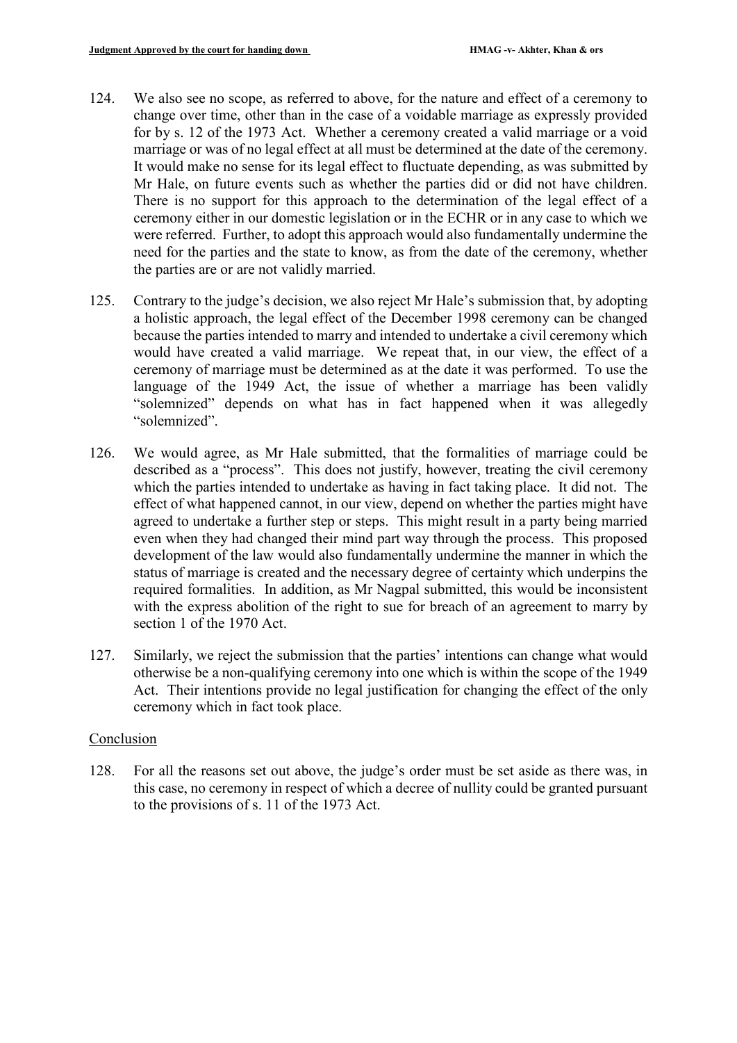124. We also see no scope, as referred to above, for the nature and effect of a ceremony to change over time, other than in the case of a voidable marriage as expressly provided for by s. 12 of the 1973 Act. Whether a ceremony created a valid marriage or a void marriage or was of no legal effect at all must be determined at the date of the ceremony. It would make no sense for its legal effect to fluctuate depending, as was submitted by Mr Hale, on future events such as whether the parties did or did not have children. There is no support for this approach to the determination of the legal effect of a ceremony either in our domestic legislation or in the ECHR or in any case to which we were referred. Further, to adopt this approach would also fundamentally undermine the need for the parties and the state to know, as from the date of the ceremony, whether the parties are or are not validly married.

125. Contrary to the judge's decision, we also reject Mr Hale's submission that, by adopting a holistic approach, the legal effect of the December 1998 ceremony can be changed because the parties intended to marry and intended to undertake a civil ceremony which would have created a valid marriage. We repeat that, in our view, the effect of a ceremony of marriage must be determined as at the date it was performed. To use the language of the 1949 Act, the issue of whether a marriage has been validly "solemnized" depends on what has in fact happened when it was allegedly "solemnized".

126. We would agree, as Mr Hale submitted, that the formalities of marriage could be described as a "process". This does not justify, however, treating the civil ceremony which the parties intended to undertake as having in fact taking place. It did not. The effect of what happened cannot, in our view, depend on whether the parties might have agreed to undertake a further step or steps. This might result in a party being married even when they had changed their mind part way through the process. This proposed development of the law would also fundamentally undermine the manner in which the status of marriage is created and the necessary degree of certainty which underpins the required formalities. In addition, as Mr Nagpal submitted, this would be inconsistent with the express abolition of the right to sue for breach of an agreement to marry by section 1 of the 1970 Act.

127. Similarly, we reject the submission that the parties' intentions can change what would otherwise be a non-qualifying ceremony into one which is within the scope of the 1949 Act. Their intentions provide no legal justification for changing the effect of the only ceremony which in fact took place.

## Conclusion

128. For all the reasons set out above, the judge's order must be set aside as there was, in this case, no ceremony in respect of which a decree of nullity could be granted pursuant to the provisions of s. 11 of the 1973 Act.